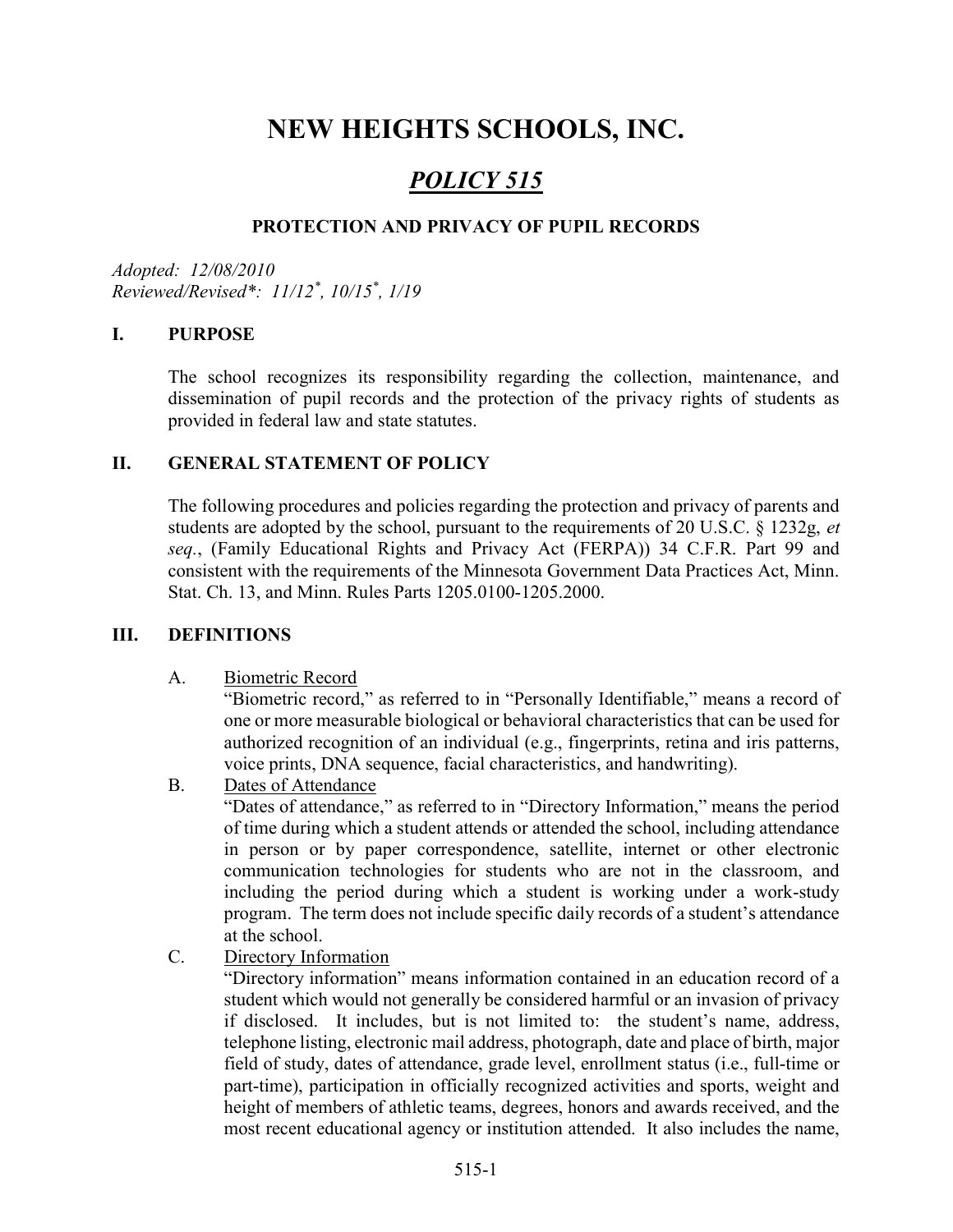# NEW HEIGHTS SCHOOLS, INC.

## *POLICY 515*

### PROTECTION AND PRIVACY OF PUPIL RECORDS

*Adopted: 12/08/2010*
*Reviewed/Revised\*: 11/12\*, 10/15\*, 1/19*

## I. PURPOSE

The school recognizes its responsibility regarding the collection, maintenance, and dissemination of pupil records and the protection of the privacy rights of students as provided in federal law and state statutes.

## II. GENERAL STATEMENT OF POLICY

The following procedures and policies regarding the protection and privacy of parents and students are adopted by the school, pursuant to the requirements of 20 U.S.C. § 1232g, *et seq.*, (Family Educational Rights and Privacy Act (FERPA)) 34 C.F.R. Part 99 and consistent with the requirements of the Minnesota Government Data Practices Act, Minn. Stat. Ch. 13, and Minn. Rules Parts 1205.0100-1205.2000.

## III. DEFINITIONS

A. Biometric Record

"Biometric record," as referred to in "Personally Identifiable," means a record of one or more measurable biological or behavioral characteristics that can be used for authorized recognition of an individual (e.g., fingerprints, retina and iris patterns, voice prints, DNA sequence, facial characteristics, and handwriting).

B. Dates of Attendance

"Dates of attendance," as referred to in "Directory Information," means the period of time during which a student attends or attended the school, including attendance in person or by paper correspondence, satellite, internet or other electronic communication technologies for students who are not in the classroom, and including the period during which a student is working under a work-study program. The term does not include specific daily records of a student's attendance at the school.

C. Directory Information

"Directory information" means information contained in an education record of a student which would not generally be considered harmful or an invasion of privacy if disclosed. It includes, but is not limited to: the student's name, address, telephone listing, electronic mail address, photograph, date and place of birth, major field of study, dates of attendance, grade level, enrollment status (i.e., full-time or part-time), participation in officially recognized activities and sports, weight and height of members of athletic teams, degrees, honors and awards received, and the most recent educational agency or institution attended. It also includes the name,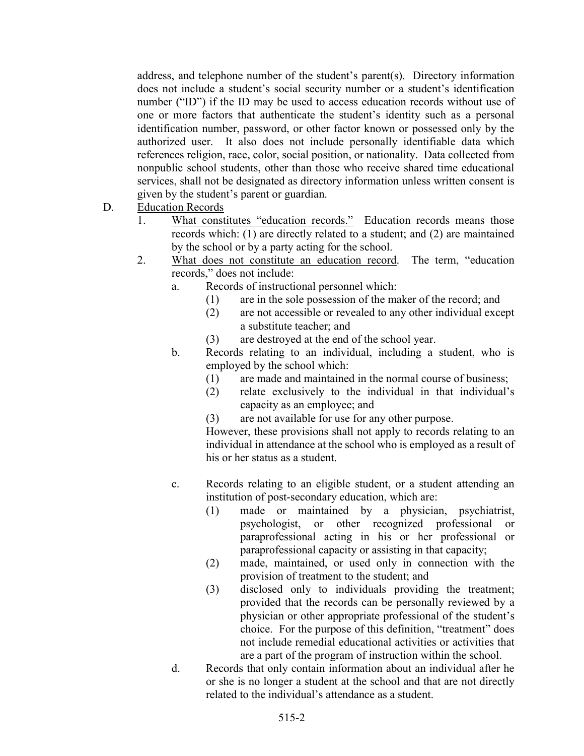address, and telephone number of the student's parent(s). Directory information does not include a student's social security number or a student's identification number ("ID") if the ID may be used to access education records without use of one or more factors that authenticate the student's identity such as a personal identification number, password, or other factor known or possessed only by the authorized user. It also does not include personally identifiable data which references religion, race, color, social position, or nationality. Data collected from nonpublic school students, other than those who receive shared time educational services, shall not be designated as directory information unless written consent is given by the student's parent or guardian.

D. Education Records

1. What constitutes "education records." Education records means those records which: (1) are directly related to a student; and (2) are maintained by the school or by a party acting for the school.

2. What does not constitute an education record. The term, "education records," does not include:

   a. Records of instructional personnel which:
      (1) are in the sole possession of the maker of the record; and
      (2) are not accessible or revealed to any other individual except a substitute teacher; and
      (3) are destroyed at the end of the school year.

   b. Records relating to an individual, including a student, who is employed by the school which:
      (1) are made and maintained in the normal course of business;
      (2) relate exclusively to the individual in that individual's capacity as an employee; and
      (3) are not available for use for any other purpose.

      However, these provisions shall not apply to records relating to an individual in attendance at the school who is employed as a result of his or her status as a student.

   c. Records relating to an eligible student, or a student attending an institution of post-secondary education, which are:
      (1) made or maintained by a physician, psychiatrist, psychologist, or other recognized professional or paraprofessional acting in his or her professional or paraprofessional capacity or assisting in that capacity;
      (2) made, maintained, or used only in connection with the provision of treatment to the student; and
      (3) disclosed only to individuals providing the treatment; provided that the records can be personally reviewed by a physician or other appropriate professional of the student's choice. For the purpose of this definition, "treatment" does not include remedial educational activities or activities that are a part of the program of instruction within the school.

   d. Records that only contain information about an individual after he or she is no longer a student at the school and that are not directly related to the individual's attendance as a student.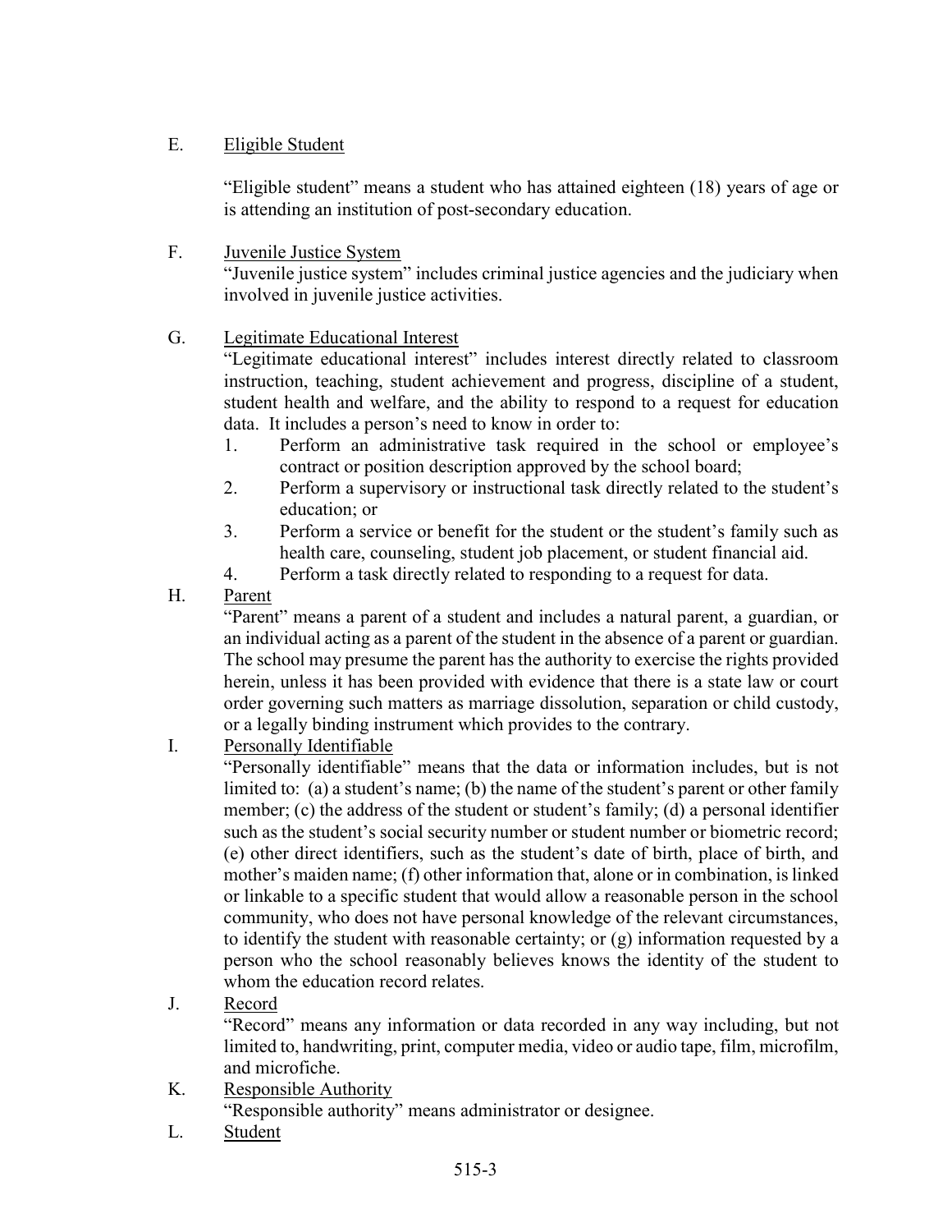E. Eligible Student

"Eligible student" means a student who has attained eighteen (18) years of age or is attending an institution of post-secondary education.

F. Juvenile Justice System

"Juvenile justice system" includes criminal justice agencies and the judiciary when involved in juvenile justice activities.

G. Legitimate Educational Interest

"Legitimate educational interest" includes interest directly related to classroom instruction, teaching, student achievement and progress, discipline of a student, student health and welfare, and the ability to respond to a request for education data. It includes a person's need to know in order to:

1. Perform an administrative task required in the school or employee's contract or position description approved by the school board;
2. Perform a supervisory or instructional task directly related to the student's education; or
3. Perform a service or benefit for the student or the student's family such as health care, counseling, student job placement, or student financial aid.
4. Perform a task directly related to responding to a request for data.

H. Parent

"Parent" means a parent of a student and includes a natural parent, a guardian, or an individual acting as a parent of the student in the absence of a parent or guardian. The school may presume the parent has the authority to exercise the rights provided herein, unless it has been provided with evidence that there is a state law or court order governing such matters as marriage dissolution, separation or child custody, or a legally binding instrument which provides to the contrary.

I. Personally Identifiable

"Personally identifiable" means that the data or information includes, but is not limited to: (a) a student's name; (b) the name of the student's parent or other family member; (c) the address of the student or student's family; (d) a personal identifier such as the student's social security number or student number or biometric record; (e) other direct identifiers, such as the student's date of birth, place of birth, and mother's maiden name; (f) other information that, alone or in combination, is linked or linkable to a specific student that would allow a reasonable person in the school community, who does not have personal knowledge of the relevant circumstances, to identify the student with reasonable certainty; or (g) information requested by a person who the school reasonably believes knows the identity of the student to whom the education record relates.

J. Record

"Record" means any information or data recorded in any way including, but not limited to, handwriting, print, computer media, video or audio tape, film, microfilm, and microfiche.

K. Responsible Authority

"Responsible authority" means administrator or designee.

L. Student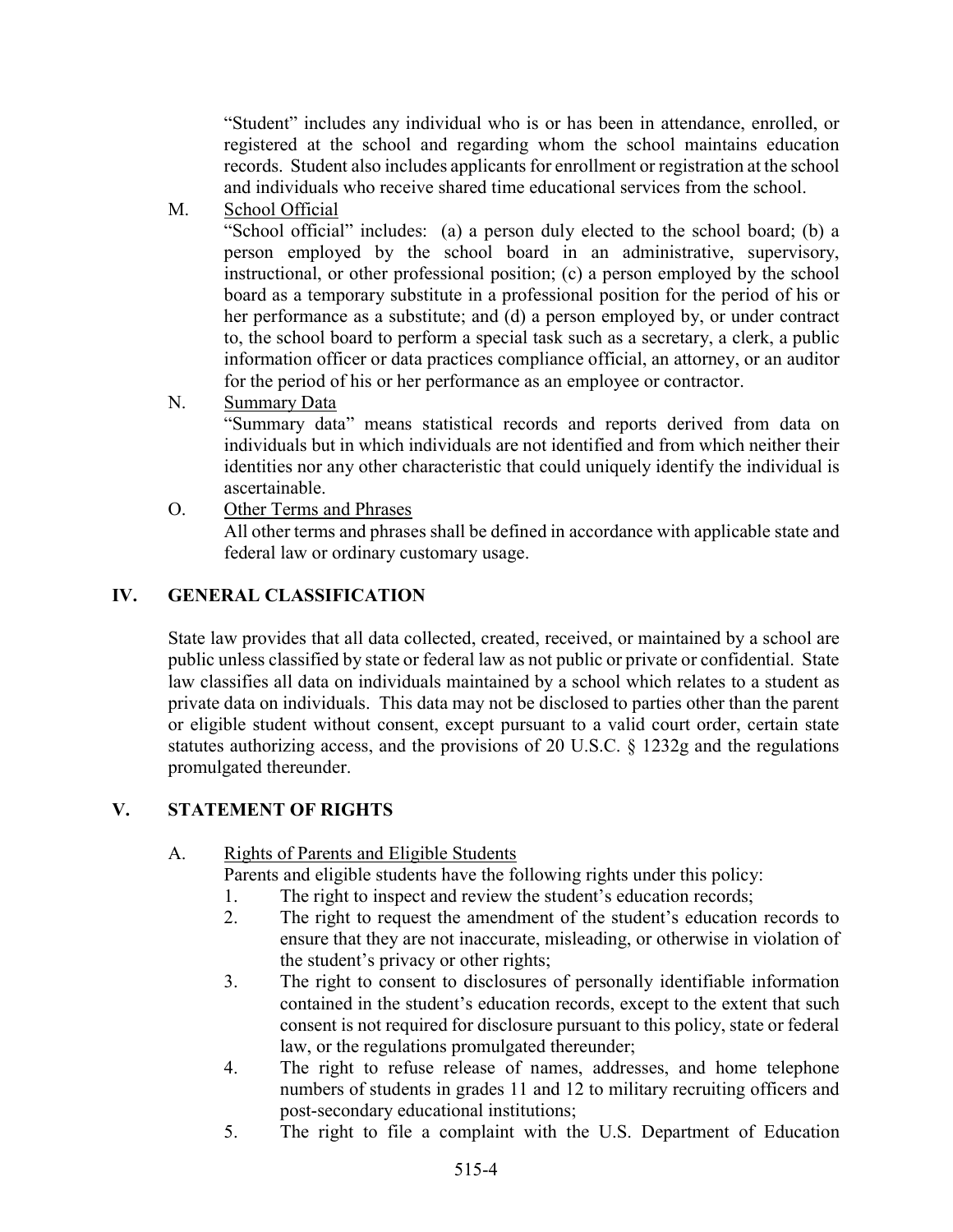"Student" includes any individual who is or has been in attendance, enrolled, or registered at the school and regarding whom the school maintains education records. Student also includes applicants for enrollment or registration at the school and individuals who receive shared time educational services from the school.

M. School Official

"School official" includes: (a) a person duly elected to the school board; (b) a person employed by the school board in an administrative, supervisory, instructional, or other professional position; (c) a person employed by the school board as a temporary substitute in a professional position for the period of his or her performance as a substitute; and (d) a person employed by, or under contract to, the school board to perform a special task such as a secretary, a clerk, a public information officer or data practices compliance official, an attorney, or an auditor for the period of his or her performance as an employee or contractor.

N. Summary Data

"Summary data" means statistical records and reports derived from data on individuals but in which individuals are not identified and from which neither their identities nor any other characteristic that could uniquely identify the individual is ascertainable.

O. Other Terms and Phrases

All other terms and phrases shall be defined in accordance with applicable state and federal law or ordinary customary usage.

## IV. GENERAL CLASSIFICATION

State law provides that all data collected, created, received, or maintained by a school are public unless classified by state or federal law as not public or private or confidential. State law classifies all data on individuals maintained by a school which relates to a student as private data on individuals. This data may not be disclosed to parties other than the parent or eligible student without consent, except pursuant to a valid court order, certain state statutes authorizing access, and the provisions of 20 U.S.C. § 1232g and the regulations promulgated thereunder.

## V. STATEMENT OF RIGHTS

A. Rights of Parents and Eligible Students

Parents and eligible students have the following rights under this policy:

1. The right to inspect and review the student's education records;
2. The right to request the amendment of the student's education records to ensure that they are not inaccurate, misleading, or otherwise in violation of the student's privacy or other rights;
3. The right to consent to disclosures of personally identifiable information contained in the student's education records, except to the extent that such consent is not required for disclosure pursuant to this policy, state or federal law, or the regulations promulgated thereunder;
4. The right to refuse release of names, addresses, and home telephone numbers of students in grades 11 and 12 to military recruiting officers and post-secondary educational institutions;
5. The right to file a complaint with the U.S. Department of Education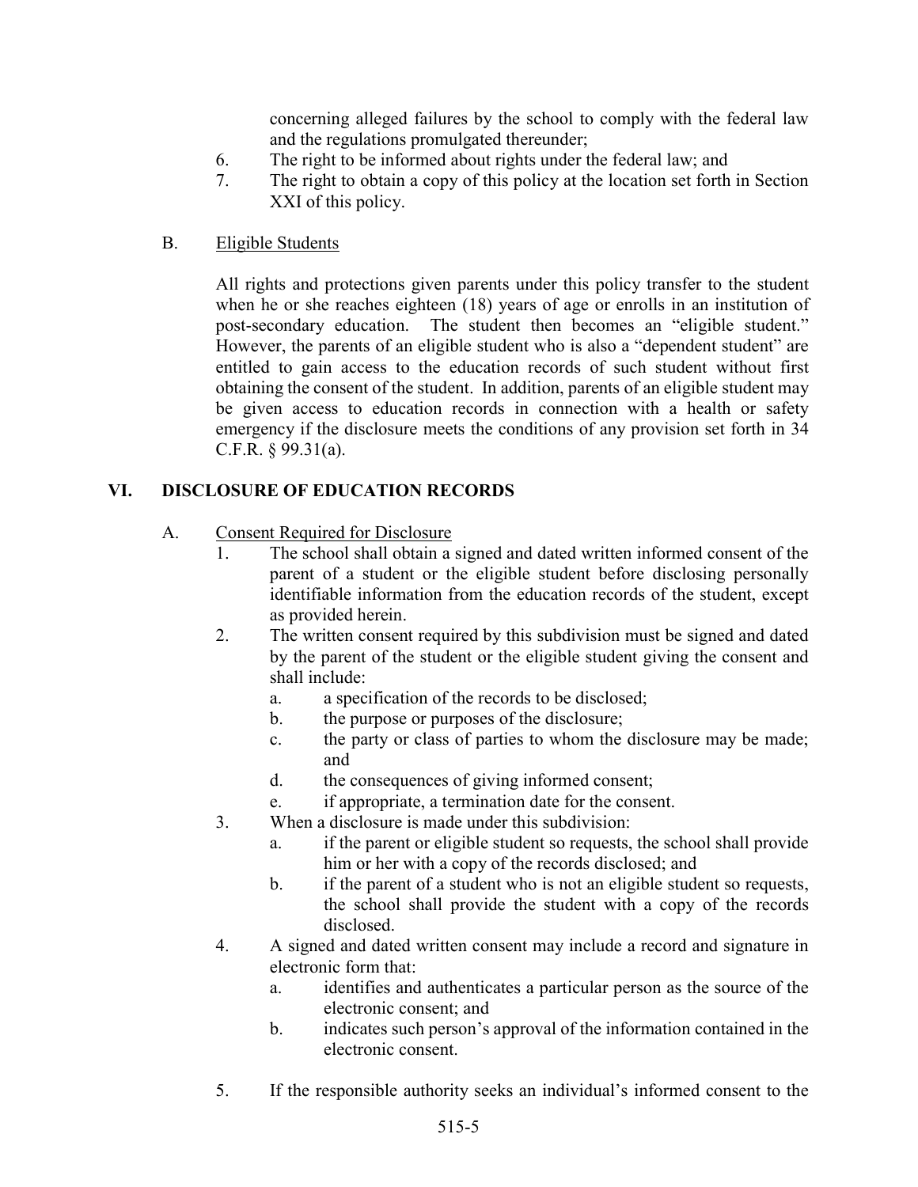concerning alleged failures by the school to comply with the federal law and the regulations promulgated thereunder;

6. The right to be informed about rights under the federal law; and
7. The right to obtain a copy of this policy at the location set forth in Section XXI of this policy.

B. Eligible Students

All rights and protections given parents under this policy transfer to the student when he or she reaches eighteen (18) years of age or enrolls in an institution of post-secondary education. The student then becomes an "eligible student." However, the parents of an eligible student who is also a "dependent student" are entitled to gain access to the education records of such student without first obtaining the consent of the student. In addition, parents of an eligible student may be given access to education records in connection with a health or safety emergency if the disclosure meets the conditions of any provision set forth in 34 C.F.R. § 99.31(a).

## VI. DISCLOSURE OF EDUCATION RECORDS

A. Consent Required for Disclosure

1. The school shall obtain a signed and dated written informed consent of the parent of a student or the eligible student before disclosing personally identifiable information from the education records of the student, except as provided herein.
2. The written consent required by this subdivision must be signed and dated by the parent of the student or the eligible student giving the consent and shall include:
   a. a specification of the records to be disclosed;
   b. the purpose or purposes of the disclosure;
   c. the party or class of parties to whom the disclosure may be made; and
   d. the consequences of giving informed consent;
   e. if appropriate, a termination date for the consent.
3. When a disclosure is made under this subdivision:
   a. if the parent or eligible student so requests, the school shall provide him or her with a copy of the records disclosed; and
   b. if the parent of a student who is not an eligible student so requests, the school shall provide the student with a copy of the records disclosed.
4. A signed and dated written consent may include a record and signature in electronic form that:
   a. identifies and authenticates a particular person as the source of the electronic consent; and
   b. indicates such person's approval of the information contained in the electronic consent.
5. If the responsible authority seeks an individual's informed consent to the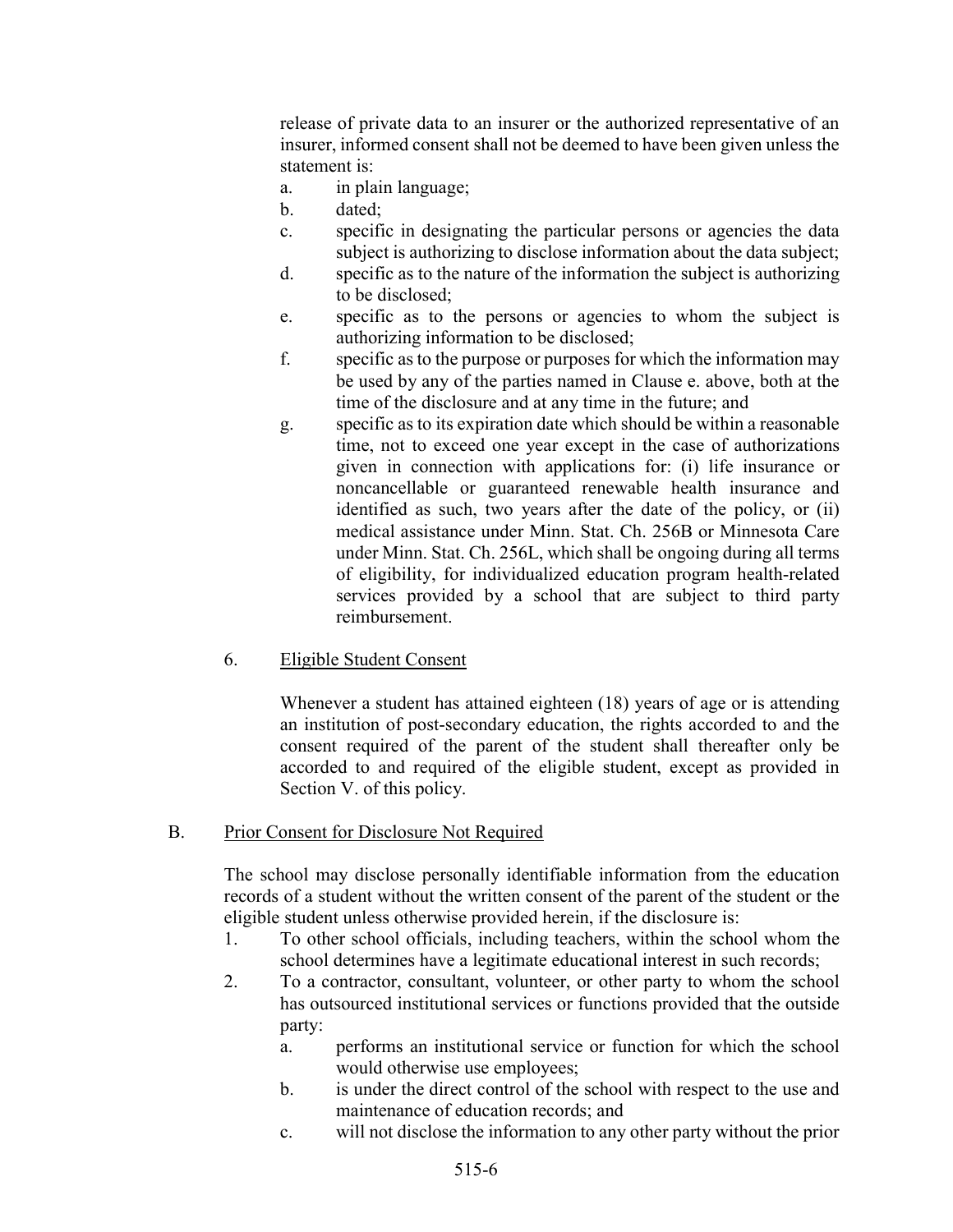release of private data to an insurer or the authorized representative of an insurer, informed consent shall not be deemed to have been given unless the statement is:

a. in plain language;
b. dated;
c. specific in designating the particular persons or agencies the data subject is authorizing to disclose information about the data subject;
d. specific as to the nature of the information the subject is authorizing to be disclosed;
e. specific as to the persons or agencies to whom the subject is authorizing information to be disclosed;
f. specific as to the purpose or purposes for which the information may be used by any of the parties named in Clause e. above, both at the time of the disclosure and at any time in the future; and
g. specific as to its expiration date which should be within a reasonable time, not to exceed one year except in the case of authorizations given in connection with applications for: (i) life insurance or noncancellable or guaranteed renewable health insurance and identified as such, two years after the date of the policy, or (ii) medical assistance under Minn. Stat. Ch. 256B or Minnesota Care under Minn. Stat. Ch. 256L, which shall be ongoing during all terms of eligibility, for individualized education program health-related services provided by a school that are subject to third party reimbursement.

6. <u>Eligible Student Consent</u>

Whenever a student has attained eighteen (18) years of age or is attending an institution of post-secondary education, the rights accorded to and the consent required of the parent of the student shall thereafter only be accorded to and required of the eligible student, except as provided in Section V. of this policy.

B. <u>Prior Consent for Disclosure Not Required</u>

The school may disclose personally identifiable information from the education records of a student without the written consent of the parent of the student or the eligible student unless otherwise provided herein, if the disclosure is:

1. To other school officials, including teachers, within the school whom the school determines have a legitimate educational interest in such records;
2. To a contractor, consultant, volunteer, or other party to whom the school has outsourced institutional services or functions provided that the outside party:
   a. performs an institutional service or function for which the school would otherwise use employees;
   b. is under the direct control of the school with respect to the use and maintenance of education records; and
   c. will not disclose the information to any other party without the prior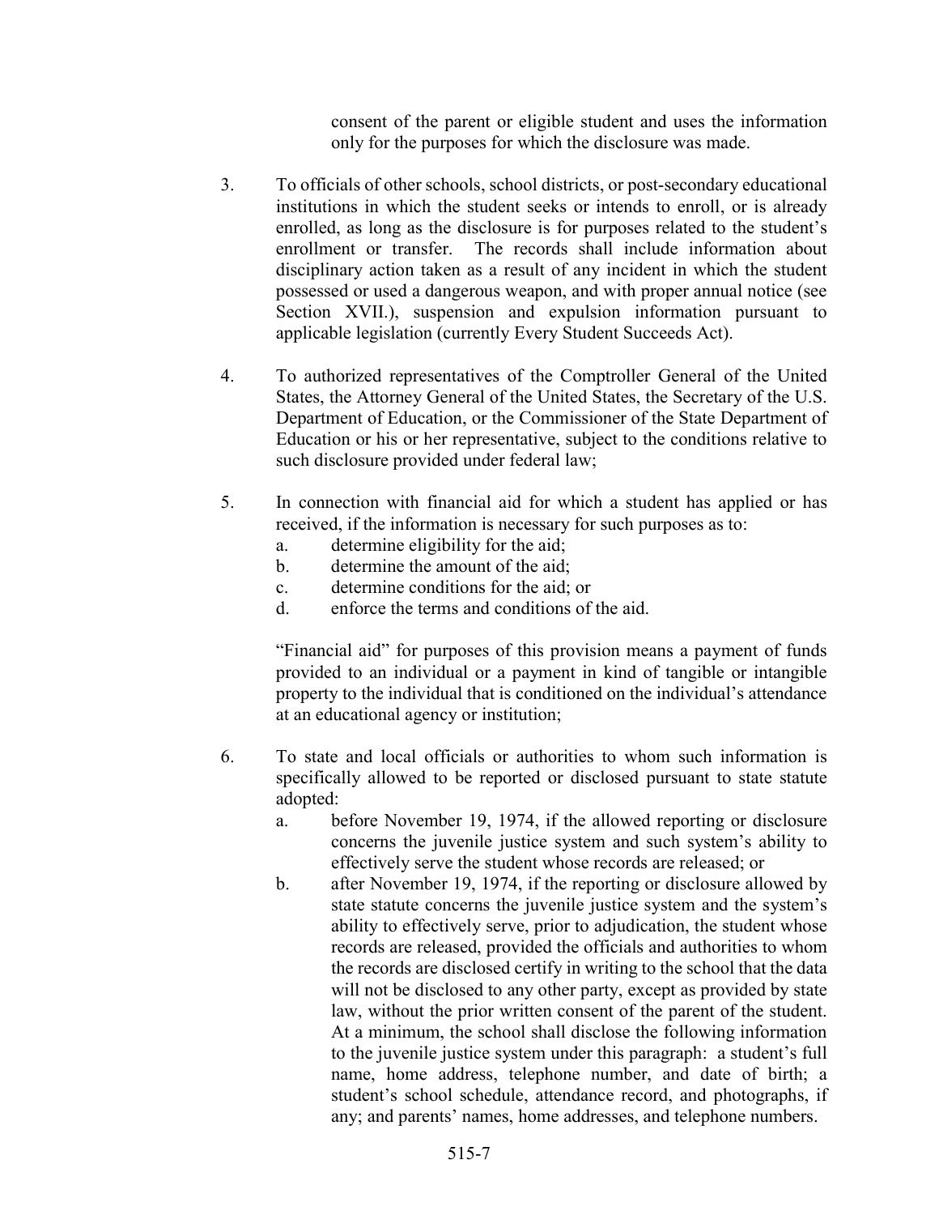consent of the parent or eligible student and uses the information only for the purposes for which the disclosure was made.

3. To officials of other schools, school districts, or post-secondary educational institutions in which the student seeks or intends to enroll, or is already enrolled, as long as the disclosure is for purposes related to the student's enrollment or transfer. The records shall include information about disciplinary action taken as a result of any incident in which the student possessed or used a dangerous weapon, and with proper annual notice (see Section XVII.), suspension and expulsion information pursuant to applicable legislation (currently Every Student Succeeds Act).

4. To authorized representatives of the Comptroller General of the United States, the Attorney General of the United States, the Secretary of the U.S. Department of Education, or the Commissioner of the State Department of Education or his or her representative, subject to the conditions relative to such disclosure provided under federal law;

5. In connection with financial aid for which a student has applied or has received, if the information is necessary for such purposes as to:
   a. determine eligibility for the aid;
   b. determine the amount of the aid;
   c. determine conditions for the aid; or
   d. enforce the terms and conditions of the aid.

   "Financial aid" for purposes of this provision means a payment of funds provided to an individual or a payment in kind of tangible or intangible property to the individual that is conditioned on the individual's attendance at an educational agency or institution;

6. To state and local officials or authorities to whom such information is specifically allowed to be reported or disclosed pursuant to state statute adopted:
   a. before November 19, 1974, if the allowed reporting or disclosure concerns the juvenile justice system and such system's ability to effectively serve the student whose records are released; or
   b. after November 19, 1974, if the reporting or disclosure allowed by state statute concerns the juvenile justice system and the system's ability to effectively serve, prior to adjudication, the student whose records are released, provided the officials and authorities to whom the records are disclosed certify in writing to the school that the data will not be disclosed to any other party, except as provided by state law, without the prior written consent of the parent of the student. At a minimum, the school shall disclose the following information to the juvenile justice system under this paragraph: a student's full name, home address, telephone number, and date of birth; a student's school schedule, attendance record, and photographs, if any; and parents' names, home addresses, and telephone numbers.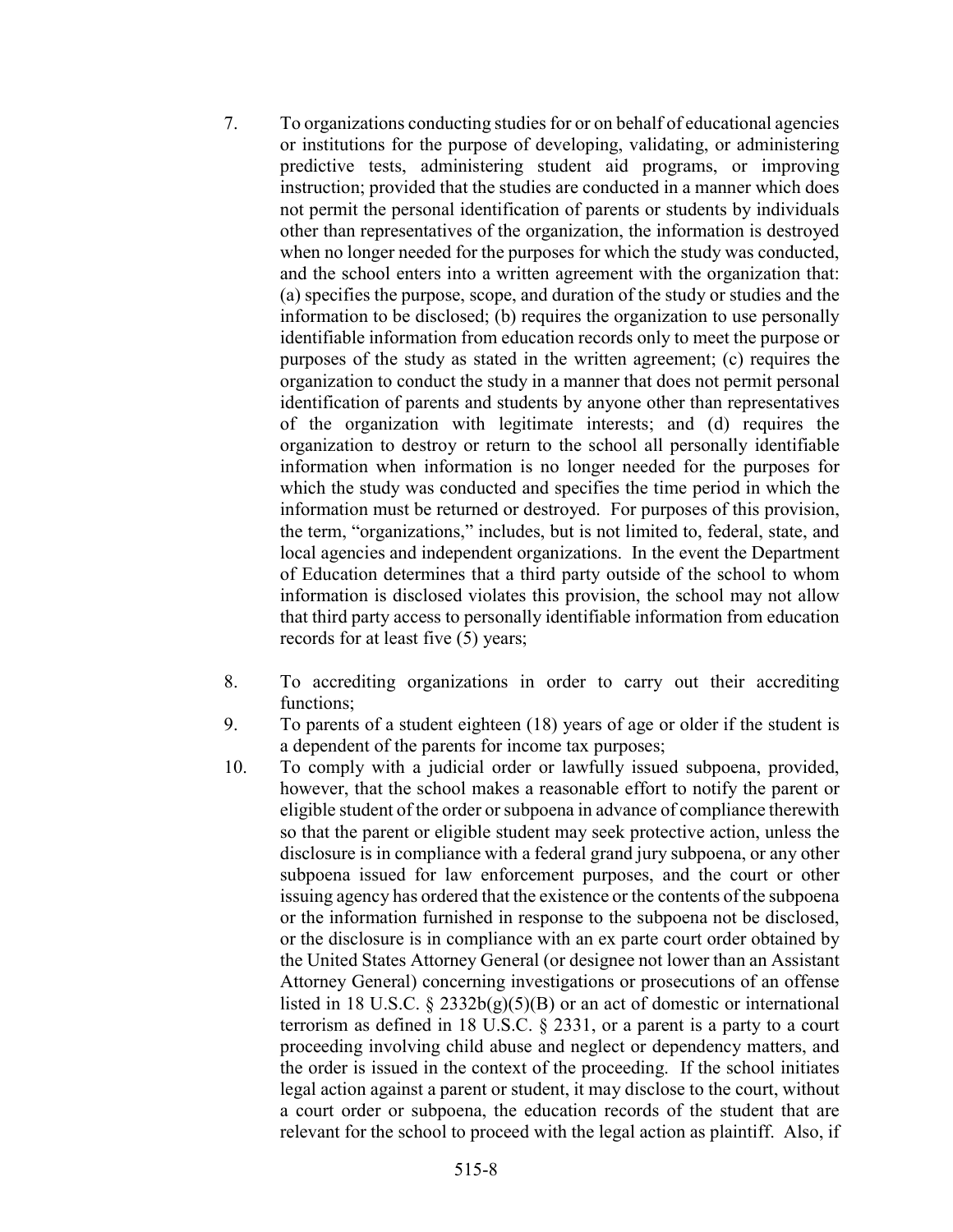7. To organizations conducting studies for or on behalf of educational agencies or institutions for the purpose of developing, validating, or administering predictive tests, administering student aid programs, or improving instruction; provided that the studies are conducted in a manner which does not permit the personal identification of parents or students by individuals other than representatives of the organization, the information is destroyed when no longer needed for the purposes for which the study was conducted, and the school enters into a written agreement with the organization that: (a) specifies the purpose, scope, and duration of the study or studies and the information to be disclosed; (b) requires the organization to use personally identifiable information from education records only to meet the purpose or purposes of the study as stated in the written agreement; (c) requires the organization to conduct the study in a manner that does not permit personal identification of parents and students by anyone other than representatives of the organization with legitimate interests; and (d) requires the organization to destroy or return to the school all personally identifiable information when information is no longer needed for the purposes for which the study was conducted and specifies the time period in which the information must be returned or destroyed. For purposes of this provision, the term, "organizations," includes, but is not limited to, federal, state, and local agencies and independent organizations. In the event the Department of Education determines that a third party outside of the school to whom information is disclosed violates this provision, the school may not allow that third party access to personally identifiable information from education records for at least five (5) years;

8. To accrediting organizations in order to carry out their accrediting functions;

9. To parents of a student eighteen (18) years of age or older if the student is a dependent of the parents for income tax purposes;

10. To comply with a judicial order or lawfully issued subpoena, provided, however, that the school makes a reasonable effort to notify the parent or eligible student of the order or subpoena in advance of compliance therewith so that the parent or eligible student may seek protective action, unless the disclosure is in compliance with a federal grand jury subpoena, or any other subpoena issued for law enforcement purposes, and the court or other issuing agency has ordered that the existence or the contents of the subpoena or the information furnished in response to the subpoena not be disclosed, or the disclosure is in compliance with an ex parte court order obtained by the United States Attorney General (or designee not lower than an Assistant Attorney General) concerning investigations or prosecutions of an offense listed in 18 U.S.C. § 2332b(g)(5)(B) or an act of domestic or international terrorism as defined in 18 U.S.C. § 2331, or a parent is a party to a court proceeding involving child abuse and neglect or dependency matters, and the order is issued in the context of the proceeding. If the school initiates legal action against a parent or student, it may disclose to the court, without a court order or subpoena, the education records of the student that are relevant for the school to proceed with the legal action as plaintiff. Also, if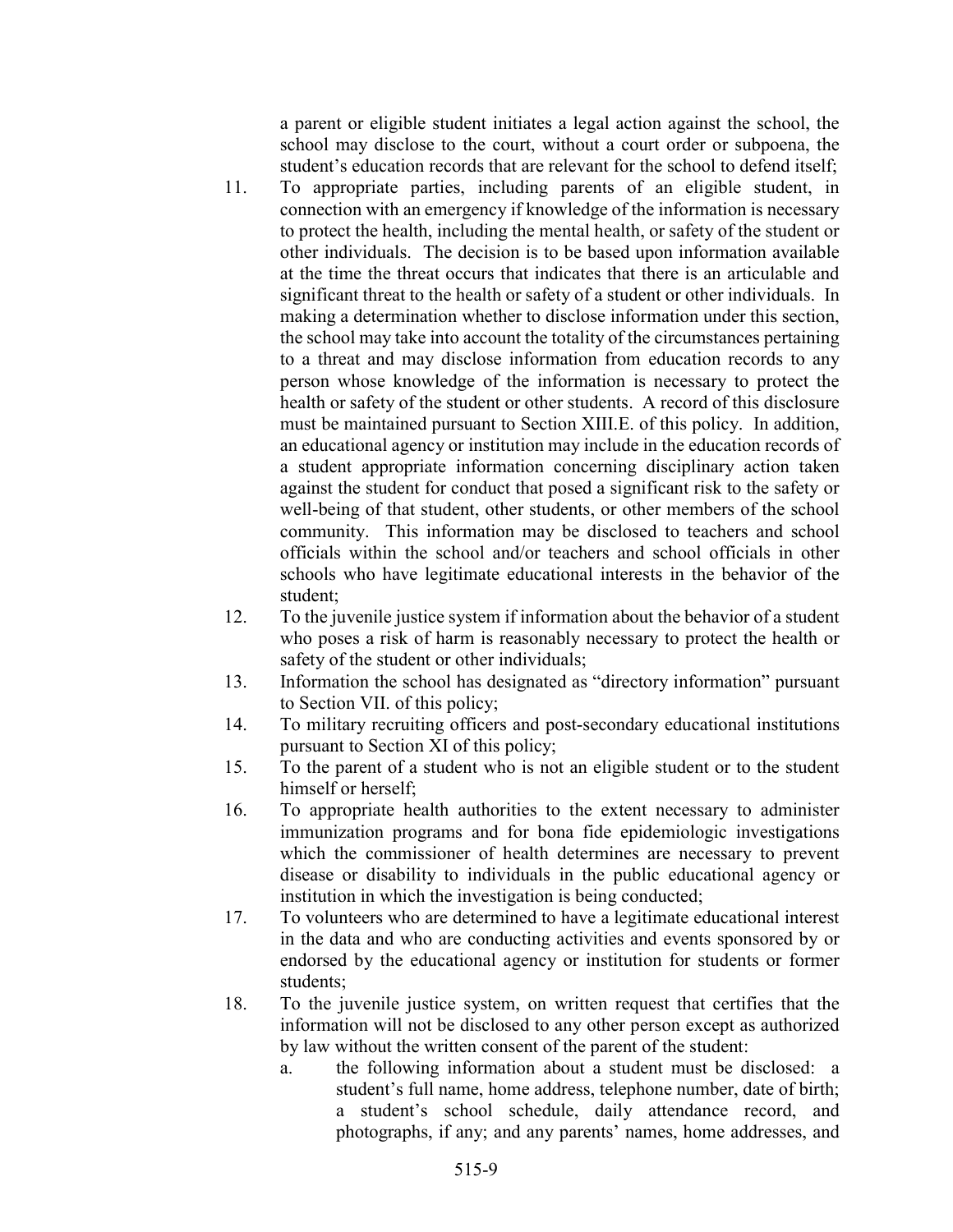a parent or eligible student initiates a legal action against the school, the school may disclose to the court, without a court order or subpoena, the student's education records that are relevant for the school to defend itself;

11. To appropriate parties, including parents of an eligible student, in connection with an emergency if knowledge of the information is necessary to protect the health, including the mental health, or safety of the student or other individuals. The decision is to be based upon information available at the time the threat occurs that indicates that there is an articulable and significant threat to the health or safety of a student or other individuals. In making a determination whether to disclose information under this section, the school may take into account the totality of the circumstances pertaining to a threat and may disclose information from education records to any person whose knowledge of the information is necessary to protect the health or safety of the student or other students. A record of this disclosure must be maintained pursuant to Section XIII.E. of this policy. In addition, an educational agency or institution may include in the education records of a student appropriate information concerning disciplinary action taken against the student for conduct that posed a significant risk to the safety or well-being of that student, other students, or other members of the school community. This information may be disclosed to teachers and school officials within the school and/or teachers and school officials in other schools who have legitimate educational interests in the behavior of the student;
12. To the juvenile justice system if information about the behavior of a student who poses a risk of harm is reasonably necessary to protect the health or safety of the student or other individuals;
13. Information the school has designated as "directory information" pursuant to Section VII. of this policy;
14. To military recruiting officers and post-secondary educational institutions pursuant to Section XI of this policy;
15. To the parent of a student who is not an eligible student or to the student himself or herself;
16. To appropriate health authorities to the extent necessary to administer immunization programs and for bona fide epidemiologic investigations which the commissioner of health determines are necessary to prevent disease or disability to individuals in the public educational agency or institution in which the investigation is being conducted;
17. To volunteers who are determined to have a legitimate educational interest in the data and who are conducting activities and events sponsored by or endorsed by the educational agency or institution for students or former students;
18. To the juvenile justice system, on written request that certifies that the information will not be disclosed to any other person except as authorized by law without the written consent of the parent of the student:
    a. the following information about a student must be disclosed: a student's full name, home address, telephone number, date of birth; a student's school schedule, daily attendance record, and photographs, if any; and any parents' names, home addresses, and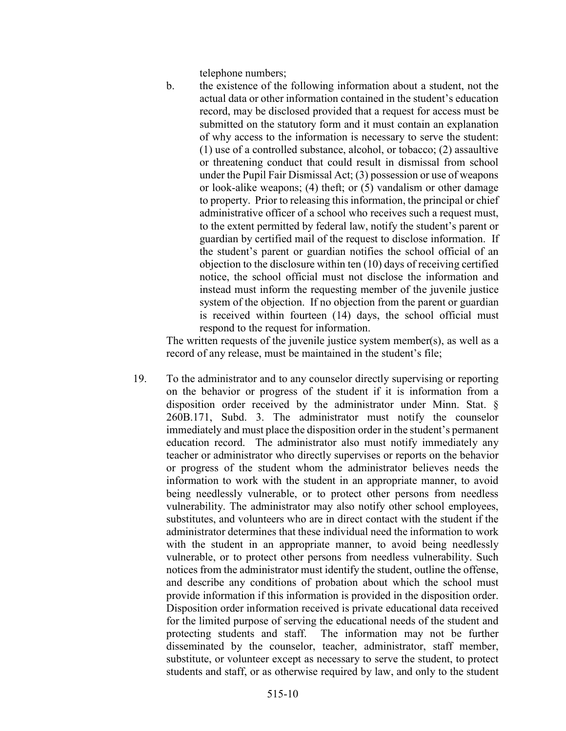telephone numbers;

b. the existence of the following information about a student, not the actual data or other information contained in the student's education record, may be disclosed provided that a request for access must be submitted on the statutory form and it must contain an explanation of why access to the information is necessary to serve the student: (1) use of a controlled substance, alcohol, or tobacco; (2) assaultive or threatening conduct that could result in dismissal from school under the Pupil Fair Dismissal Act; (3) possession or use of weapons or look-alike weapons; (4) theft; or (5) vandalism or other damage to property. Prior to releasing this information, the principal or chief administrative officer of a school who receives such a request must, to the extent permitted by federal law, notify the student's parent or guardian by certified mail of the request to disclose information. If the student's parent or guardian notifies the school official of an objection to the disclosure within ten (10) days of receiving certified notice, the school official must not disclose the information and instead must inform the requesting member of the juvenile justice system of the objection. If no objection from the parent or guardian is received within fourteen (14) days, the school official must respond to the request for information.

The written requests of the juvenile justice system member(s), as well as a record of any release, must be maintained in the student's file;

19. To the administrator and to any counselor directly supervising or reporting on the behavior or progress of the student if it is information from a disposition order received by the administrator under Minn. Stat. § 260B.171, Subd. 3. The administrator must notify the counselor immediately and must place the disposition order in the student's permanent education record. The administrator also must notify immediately any teacher or administrator who directly supervises or reports on the behavior or progress of the student whom the administrator believes needs the information to work with the student in an appropriate manner, to avoid being needlessly vulnerable, or to protect other persons from needless vulnerability. The administrator may also notify other school employees, substitutes, and volunteers who are in direct contact with the student if the administrator determines that these individual need the information to work with the student in an appropriate manner, to avoid being needlessly vulnerable, or to protect other persons from needless vulnerability. Such notices from the administrator must identify the student, outline the offense, and describe any conditions of probation about which the school must provide information if this information is provided in the disposition order. Disposition order information received is private educational data received for the limited purpose of serving the educational needs of the student and protecting students and staff. The information may not be further disseminated by the counselor, teacher, administrator, staff member, substitute, or volunteer except as necessary to serve the student, to protect students and staff, or as otherwise required by law, and only to the student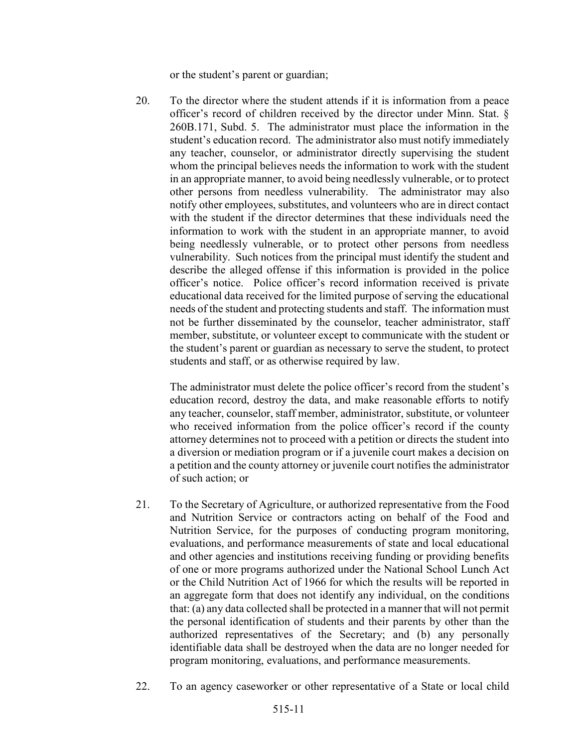or the student's parent or guardian;

20. To the director where the student attends if it is information from a peace officer's record of children received by the director under Minn. Stat. § 260B.171, Subd. 5. The administrator must place the information in the student's education record. The administrator also must notify immediately any teacher, counselor, or administrator directly supervising the student whom the principal believes needs the information to work with the student in an appropriate manner, to avoid being needlessly vulnerable, or to protect other persons from needless vulnerability. The administrator may also notify other employees, substitutes, and volunteers who are in direct contact with the student if the director determines that these individuals need the information to work with the student in an appropriate manner, to avoid being needlessly vulnerable, or to protect other persons from needless vulnerability. Such notices from the principal must identify the student and describe the alleged offense if this information is provided in the police officer's notice. Police officer's record information received is private educational data received for the limited purpose of serving the educational needs of the student and protecting students and staff. The information must not be further disseminated by the counselor, teacher administrator, staff member, substitute, or volunteer except to communicate with the student or the student's parent or guardian as necessary to serve the student, to protect students and staff, or as otherwise required by law.

    The administrator must delete the police officer's record from the student's education record, destroy the data, and make reasonable efforts to notify any teacher, counselor, staff member, administrator, substitute, or volunteer who received information from the police officer's record if the county attorney determines not to proceed with a petition or directs the student into a diversion or mediation program or if a juvenile court makes a decision on a petition and the county attorney or juvenile court notifies the administrator of such action; or

21. To the Secretary of Agriculture, or authorized representative from the Food and Nutrition Service or contractors acting on behalf of the Food and Nutrition Service, for the purposes of conducting program monitoring, evaluations, and performance measurements of state and local educational and other agencies and institutions receiving funding or providing benefits of one or more programs authorized under the National School Lunch Act or the Child Nutrition Act of 1966 for which the results will be reported in an aggregate form that does not identify any individual, on the conditions that: (a) any data collected shall be protected in a manner that will not permit the personal identification of students and their parents by other than the authorized representatives of the Secretary; and (b) any personally identifiable data shall be destroyed when the data are no longer needed for program monitoring, evaluations, and performance measurements.

22. To an agency caseworker or other representative of a State or local child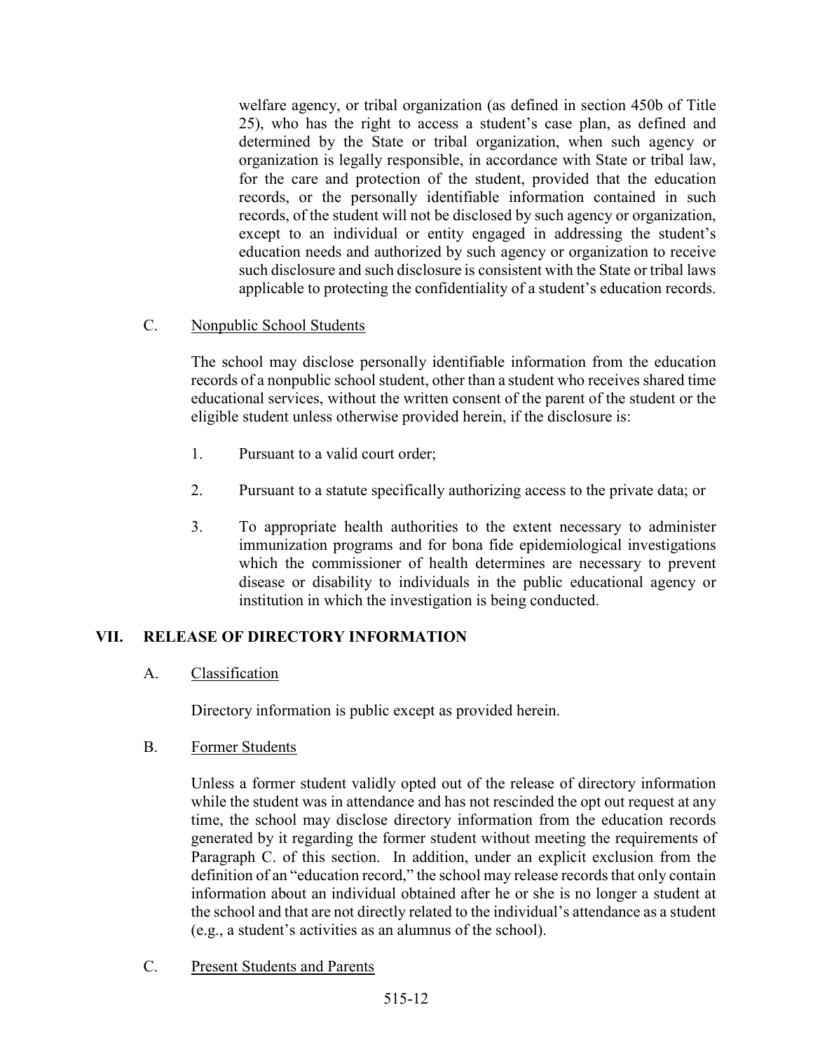welfare agency, or tribal organization (as defined in section 450b of Title 25), who has the right to access a student's case plan, as defined and determined by the State or tribal organization, when such agency or organization is legally responsible, in accordance with State or tribal law, for the care and protection of the student, provided that the education records, or the personally identifiable information contained in such records, of the student will not be disclosed by such agency or organization, except to an individual or entity engaged in addressing the student's education needs and authorized by such agency or organization to receive such disclosure and such disclosure is consistent with the State or tribal laws applicable to protecting the confidentiality of a student's education records.

C. Nonpublic School Students

The school may disclose personally identifiable information from the education records of a nonpublic school student, other than a student who receives shared time educational services, without the written consent of the parent of the student or the eligible student unless otherwise provided herein, if the disclosure is:

1. Pursuant to a valid court order;

2. Pursuant to a statute specifically authorizing access to the private data; or

3. To appropriate health authorities to the extent necessary to administer immunization programs and for bona fide epidemiological investigations which the commissioner of health determines are necessary to prevent disease or disability to individuals in the public educational agency or institution in which the investigation is being conducted.

## VII. RELEASE OF DIRECTORY INFORMATION

A. Classification

Directory information is public except as provided herein.

B. Former Students

Unless a former student validly opted out of the release of directory information while the student was in attendance and has not rescinded the opt out request at any time, the school may disclose directory information from the education records generated by it regarding the former student without meeting the requirements of Paragraph C. of this section. In addition, under an explicit exclusion from the definition of an "education record," the school may release records that only contain information about an individual obtained after he or she is no longer a student at the school and that are not directly related to the individual's attendance as a student (e.g., a student's activities as an alumnus of the school).

C. Present Students and Parents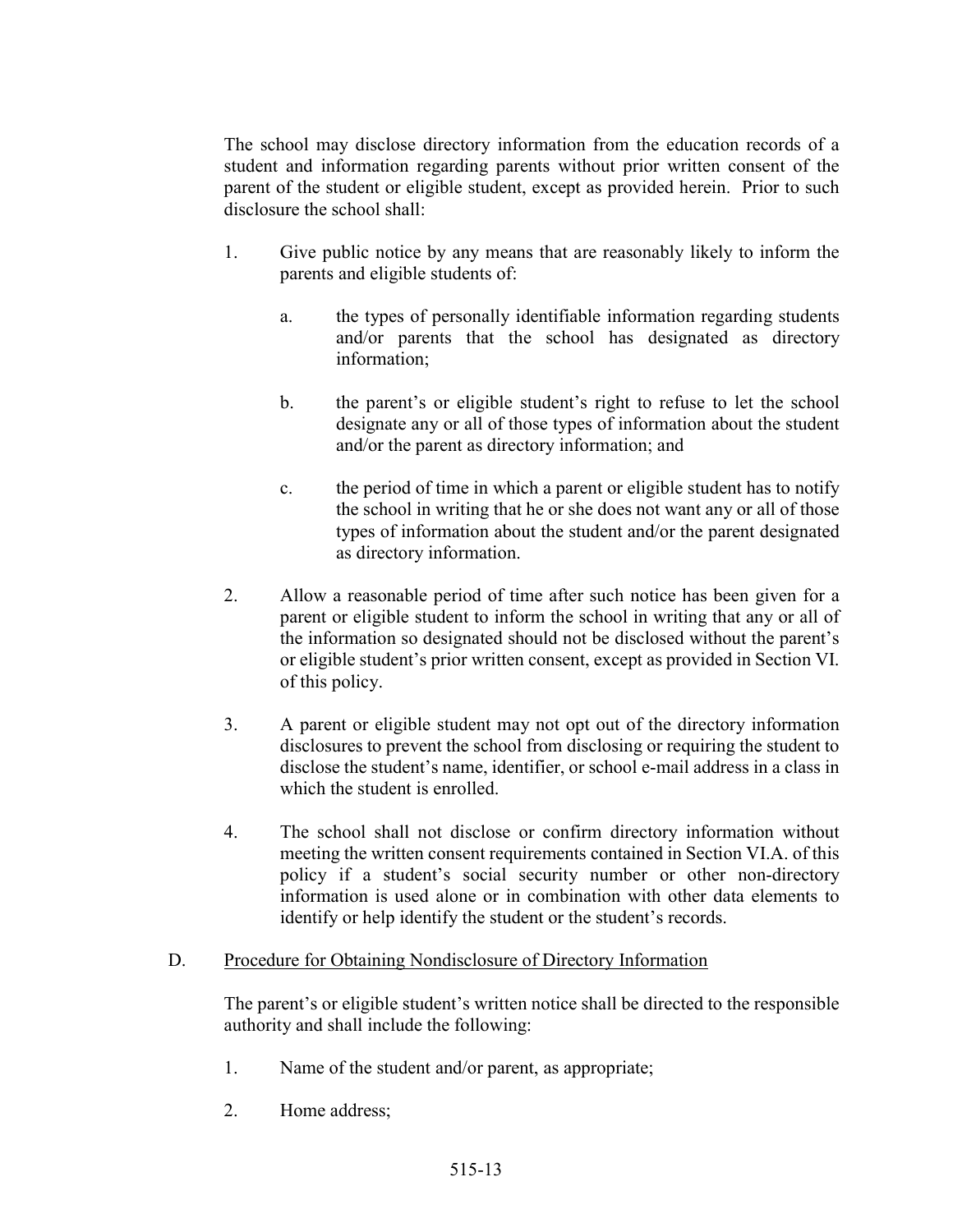The school may disclose directory information from the education records of a student and information regarding parents without prior written consent of the parent of the student or eligible student, except as provided herein. Prior to such disclosure the school shall:

1. Give public notice by any means that are reasonably likely to inform the parents and eligible students of:

   a. the types of personally identifiable information regarding students and/or parents that the school has designated as directory information;

   b. the parent's or eligible student's right to refuse to let the school designate any or all of those types of information about the student and/or the parent as directory information; and

   c. the period of time in which a parent or eligible student has to notify the school in writing that he or she does not want any or all of those types of information about the student and/or the parent designated as directory information.

2. Allow a reasonable period of time after such notice has been given for a parent or eligible student to inform the school in writing that any or all of the information so designated should not be disclosed without the parent's or eligible student's prior written consent, except as provided in Section VI. of this policy.

3. A parent or eligible student may not opt out of the directory information disclosures to prevent the school from disclosing or requiring the student to disclose the student's name, identifier, or school e-mail address in a class in which the student is enrolled.

4. The school shall not disclose or confirm directory information without meeting the written consent requirements contained in Section VI.A. of this policy if a student's social security number or other non-directory information is used alone or in combination with other data elements to identify or help identify the student or the student's records.

D. <u>Procedure for Obtaining Nondisclosure of Directory Information</u>

The parent's or eligible student's written notice shall be directed to the responsible authority and shall include the following:

1. Name of the student and/or parent, as appropriate;

2. Home address;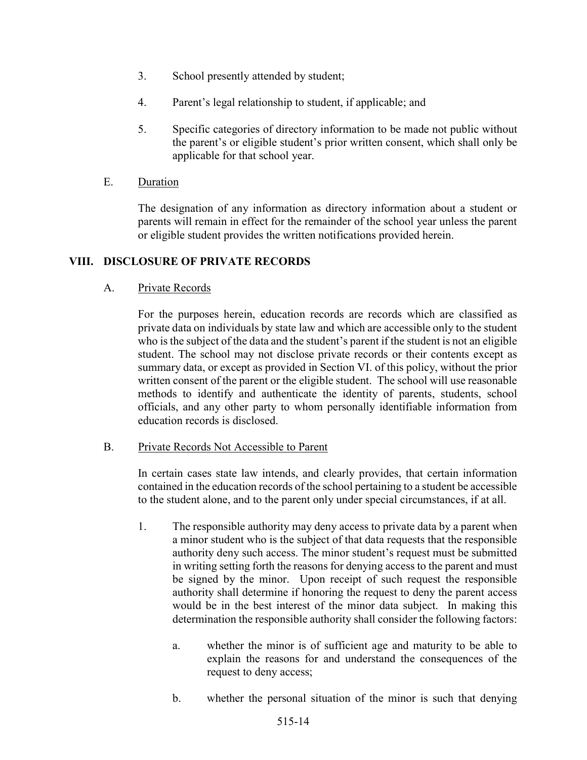3. School presently attended by student;

4. Parent's legal relationship to student, if applicable; and

5. Specific categories of directory information to be made not public without the parent's or eligible student's prior written consent, which shall only be applicable for that school year.

E. Duration

The designation of any information as directory information about a student or parents will remain in effect for the remainder of the school year unless the parent or eligible student provides the written notifications provided herein.

## VIII. DISCLOSURE OF PRIVATE RECORDS

A. Private Records

For the purposes herein, education records are records which are classified as private data on individuals by state law and which are accessible only to the student who is the subject of the data and the student's parent if the student is not an eligible student. The school may not disclose private records or their contents except as summary data, or except as provided in Section VI. of this policy, without the prior written consent of the parent or the eligible student. The school will use reasonable methods to identify and authenticate the identity of parents, students, school officials, and any other party to whom personally identifiable information from education records is disclosed.

B. Private Records Not Accessible to Parent

In certain cases state law intends, and clearly provides, that certain information contained in the education records of the school pertaining to a student be accessible to the student alone, and to the parent only under special circumstances, if at all.

1. The responsible authority may deny access to private data by a parent when a minor student who is the subject of that data requests that the responsible authority deny such access. The minor student's request must be submitted in writing setting forth the reasons for denying access to the parent and must be signed by the minor. Upon receipt of such request the responsible authority shall determine if honoring the request to deny the parent access would be in the best interest of the minor data subject. In making this determination the responsible authority shall consider the following factors:

   a. whether the minor is of sufficient age and maturity to be able to explain the reasons for and understand the consequences of the request to deny access;

   b. whether the personal situation of the minor is such that denying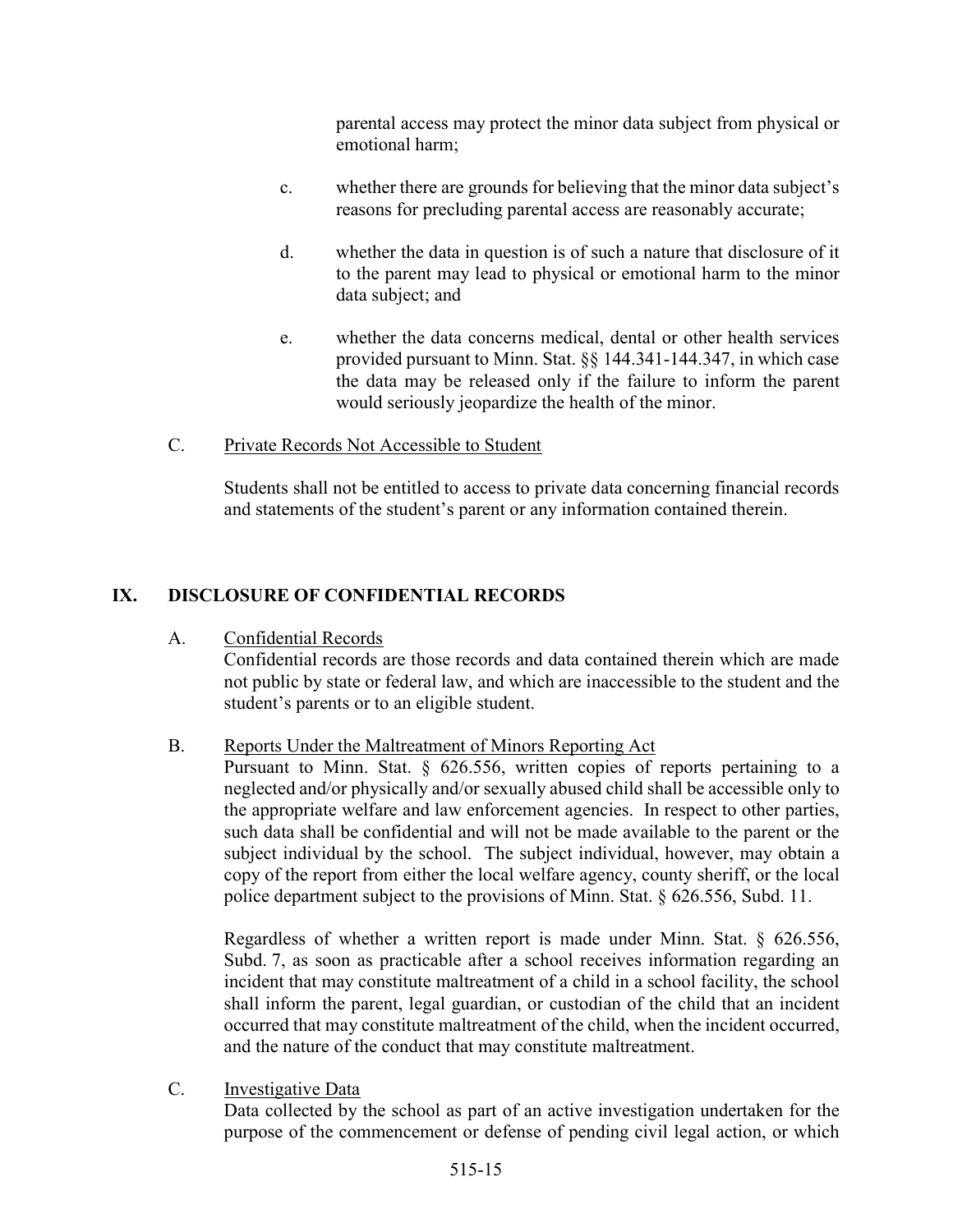parental access may protect the minor data subject from physical or emotional harm;

c. whether there are grounds for believing that the minor data subject's reasons for precluding parental access are reasonably accurate;

d. whether the data in question is of such a nature that disclosure of it to the parent may lead to physical or emotional harm to the minor data subject; and

e. whether the data concerns medical, dental or other health services provided pursuant to Minn. Stat. §§ 144.341-144.347, in which case the data may be released only if the failure to inform the parent would seriously jeopardize the health of the minor.

C. <u>Private Records Not Accessible to Student</u>

Students shall not be entitled to access to private data concerning financial records and statements of the student's parent or any information contained therein.

## IX. DISCLOSURE OF CONFIDENTIAL RECORDS

A. <u>Confidential Records</u>

Confidential records are those records and data contained therein which are made not public by state or federal law, and which are inaccessible to the student and the student's parents or to an eligible student.

B. <u>Reports Under the Maltreatment of Minors Reporting Act</u>

Pursuant to Minn. Stat. § 626.556, written copies of reports pertaining to a neglected and/or physically and/or sexually abused child shall be accessible only to the appropriate welfare and law enforcement agencies. In respect to other parties, such data shall be confidential and will not be made available to the parent or the subject individual by the school. The subject individual, however, may obtain a copy of the report from either the local welfare agency, county sheriff, or the local police department subject to the provisions of Minn. Stat. § 626.556, Subd. 11.

Regardless of whether a written report is made under Minn. Stat. § 626.556, Subd. 7, as soon as practicable after a school receives information regarding an incident that may constitute maltreatment of a child in a school facility, the school shall inform the parent, legal guardian, or custodian of the child that an incident occurred that may constitute maltreatment of the child, when the incident occurred, and the nature of the conduct that may constitute maltreatment.

C. <u>Investigative Data</u>

Data collected by the school as part of an active investigation undertaken for the purpose of the commencement or defense of pending civil legal action, or which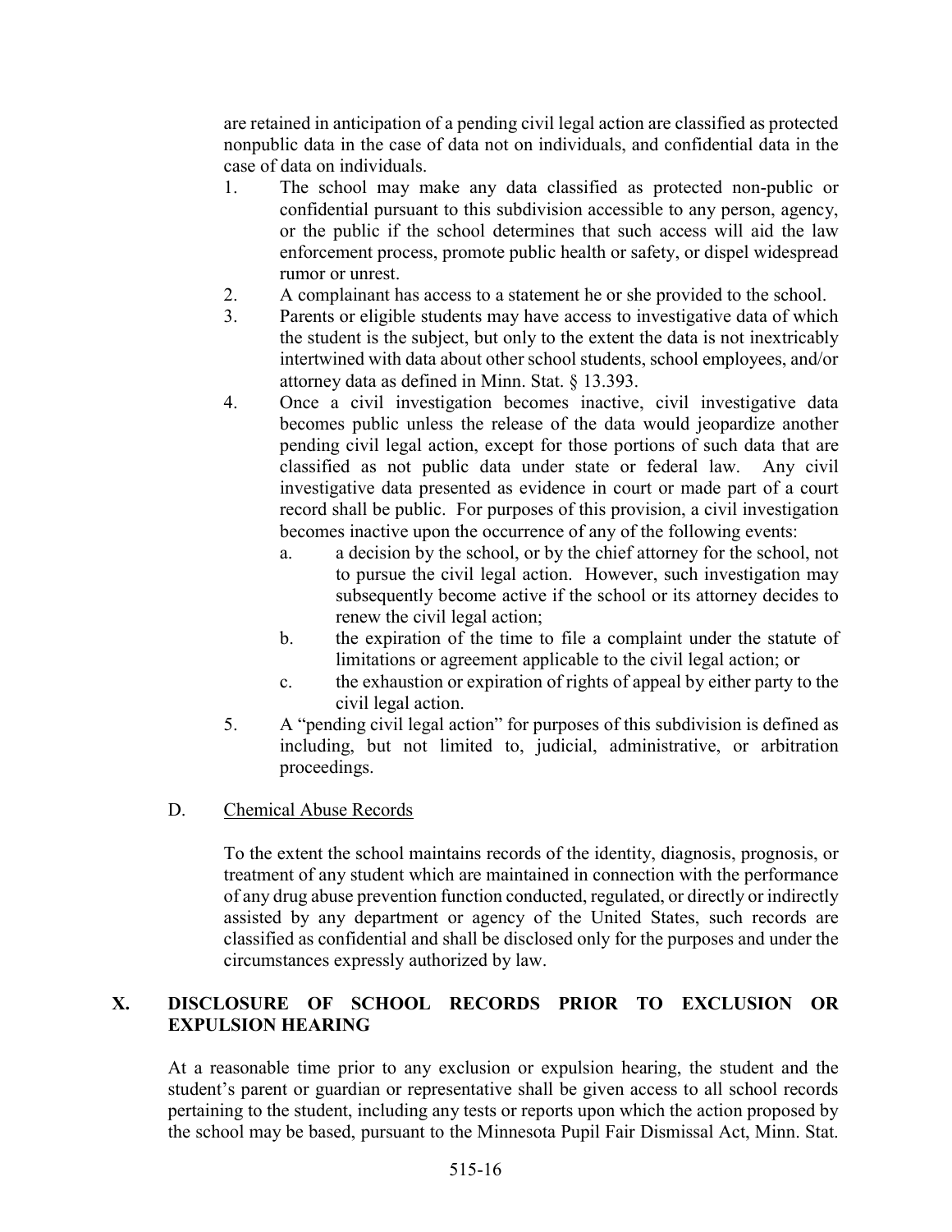are retained in anticipation of a pending civil legal action are classified as protected nonpublic data in the case of data not on individuals, and confidential data in the case of data on individuals.

1. The school may make any data classified as protected non-public or confidential pursuant to this subdivision accessible to any person, agency, or the public if the school determines that such access will aid the law enforcement process, promote public health or safety, or dispel widespread rumor or unrest.
2. A complainant has access to a statement he or she provided to the school.
3. Parents or eligible students may have access to investigative data of which the student is the subject, but only to the extent the data is not inextricably intertwined with data about other school students, school employees, and/or attorney data as defined in Minn. Stat. § 13.393.
4. Once a civil investigation becomes inactive, civil investigative data becomes public unless the release of the data would jeopardize another pending civil legal action, except for those portions of such data that are classified as not public data under state or federal law. Any civil investigative data presented as evidence in court or made part of a court record shall be public. For purposes of this provision, a civil investigation becomes inactive upon the occurrence of any of the following events:
   a. a decision by the school, or by the chief attorney for the school, not to pursue the civil legal action. However, such investigation may subsequently become active if the school or its attorney decides to renew the civil legal action;
   b. the expiration of the time to file a complaint under the statute of limitations or agreement applicable to the civil legal action; or
   c. the exhaustion or expiration of rights of appeal by either party to the civil legal action.
5. A "pending civil legal action" for purposes of this subdivision is defined as including, but not limited to, judicial, administrative, or arbitration proceedings.

D. Chemical Abuse Records

To the extent the school maintains records of the identity, diagnosis, prognosis, or treatment of any student which are maintained in connection with the performance of any drug abuse prevention function conducted, regulated, or directly or indirectly assisted by any department or agency of the United States, such records are classified as confidential and shall be disclosed only for the purposes and under the circumstances expressly authorized by law.

## X. DISCLOSURE OF SCHOOL RECORDS PRIOR TO EXCLUSION OR EXPULSION HEARING

At a reasonable time prior to any exclusion or expulsion hearing, the student and the student's parent or guardian or representative shall be given access to all school records pertaining to the student, including any tests or reports upon which the action proposed by the school may be based, pursuant to the Minnesota Pupil Fair Dismissal Act, Minn. Stat.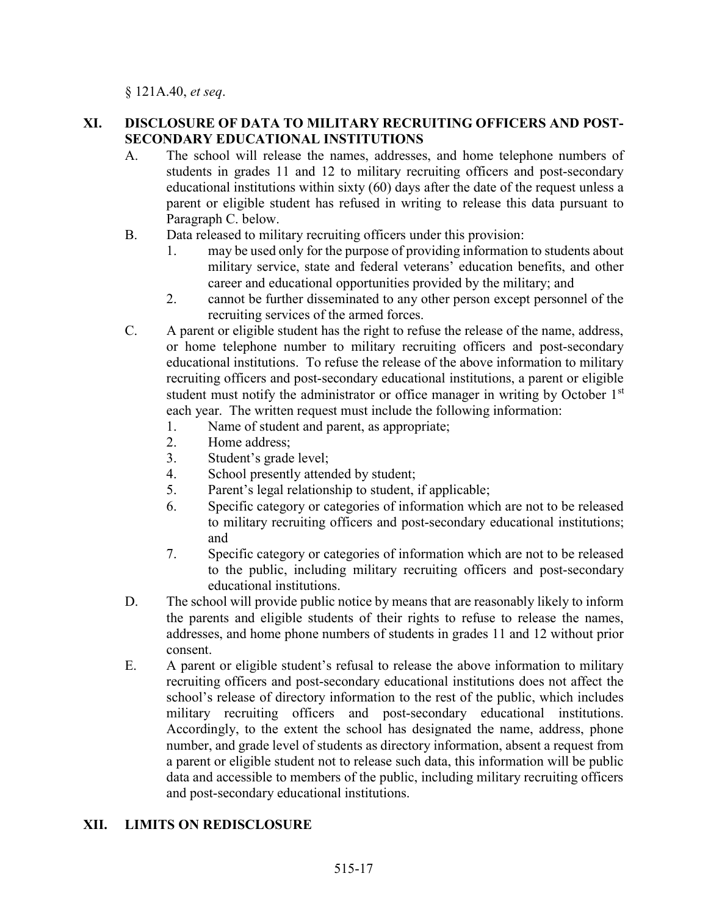§ 121A.40, *et seq*.

## XI. DISCLOSURE OF DATA TO MILITARY RECRUITING OFFICERS AND POST-SECONDARY EDUCATIONAL INSTITUTIONS

A. The school will release the names, addresses, and home telephone numbers of students in grades 11 and 12 to military recruiting officers and post-secondary educational institutions within sixty (60) days after the date of the request unless a parent or eligible student has refused in writing to release this data pursuant to Paragraph C. below.

B. Data released to military recruiting officers under this provision:

1. may be used only for the purpose of providing information to students about military service, state and federal veterans' education benefits, and other career and educational opportunities provided by the military; and
2. cannot be further disseminated to any other person except personnel of the recruiting services of the armed forces.

C. A parent or eligible student has the right to refuse the release of the name, address, or home telephone number to military recruiting officers and post-secondary educational institutions. To refuse the release of the above information to military recruiting officers and post-secondary educational institutions, a parent or eligible student must notify the administrator or office manager in writing by October 1st each year. The written request must include the following information:

1. Name of student and parent, as appropriate;
2. Home address;
3. Student's grade level;
4. School presently attended by student;
5. Parent's legal relationship to student, if applicable;
6. Specific category or categories of information which are not to be released to military recruiting officers and post-secondary educational institutions; and
7. Specific category or categories of information which are not to be released to the public, including military recruiting officers and post-secondary educational institutions.

D. The school will provide public notice by means that are reasonably likely to inform the parents and eligible students of their rights to refuse to release the names, addresses, and home phone numbers of students in grades 11 and 12 without prior consent.

E. A parent or eligible student's refusal to release the above information to military recruiting officers and post-secondary educational institutions does not affect the school's release of directory information to the rest of the public, which includes military recruiting officers and post-secondary educational institutions. Accordingly, to the extent the school has designated the name, address, phone number, and grade level of students as directory information, absent a request from a parent or eligible student not to release such data, this information will be public data and accessible to members of the public, including military recruiting officers and post-secondary educational institutions.

## XII. LIMITS ON REDISCLOSURE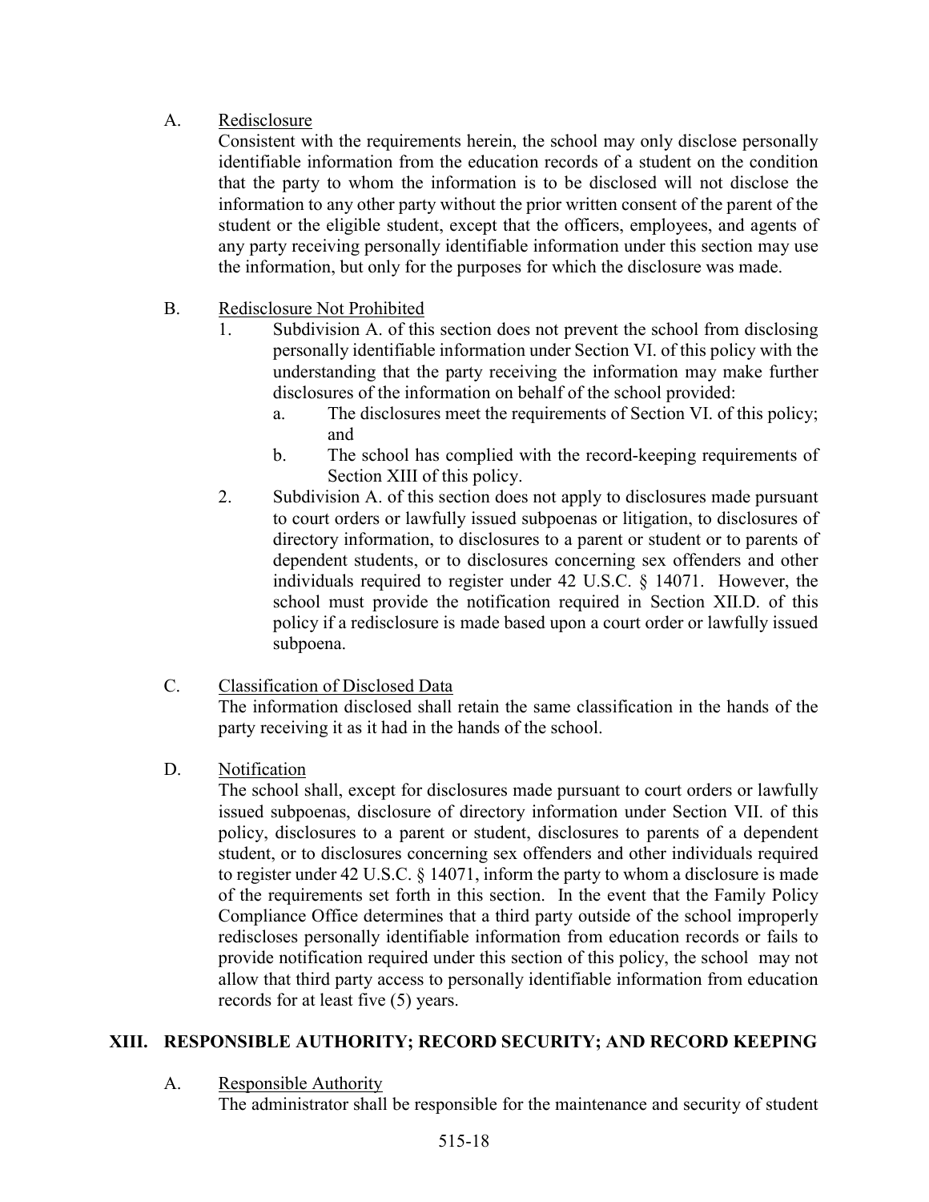A. Redisclosure

Consistent with the requirements herein, the school may only disclose personally identifiable information from the education records of a student on the condition that the party to whom the information is to be disclosed will not disclose the information to any other party without the prior written consent of the parent of the student or the eligible student, except that the officers, employees, and agents of any party receiving personally identifiable information under this section may use the information, but only for the purposes for which the disclosure was made.

B. Redisclosure Not Prohibited

1. Subdivision A. of this section does not prevent the school from disclosing personally identifiable information under Section VI. of this policy with the understanding that the party receiving the information may make further disclosures of the information on behalf of the school provided:
   a. The disclosures meet the requirements of Section VI. of this policy; and
   b. The school has complied with the record-keeping requirements of Section XIII of this policy.
2. Subdivision A. of this section does not apply to disclosures made pursuant to court orders or lawfully issued subpoenas or litigation, to disclosures of directory information, to disclosures to a parent or student or to parents of dependent students, or to disclosures concerning sex offenders and other individuals required to register under 42 U.S.C. § 14071. However, the school must provide the notification required in Section XII.D. of this policy if a redisclosure is made based upon a court order or lawfully issued subpoena.

C. Classification of Disclosed Data

The information disclosed shall retain the same classification in the hands of the party receiving it as it had in the hands of the school.

D. Notification

The school shall, except for disclosures made pursuant to court orders or lawfully issued subpoenas, disclosure of directory information under Section VII. of this policy, disclosures to a parent or student, disclosures to parents of a dependent student, or to disclosures concerning sex offenders and other individuals required to register under 42 U.S.C. § 14071, inform the party to whom a disclosure is made of the requirements set forth in this section. In the event that the Family Policy Compliance Office determines that a third party outside of the school improperly rediscloses personally identifiable information from education records or fails to provide notification required under this section of this policy, the school may not allow that third party access to personally identifiable information from education records for at least five (5) years.

## XIII. RESPONSIBLE AUTHORITY; RECORD SECURITY; AND RECORD KEEPING

A. Responsible Authority

The administrator shall be responsible for the maintenance and security of student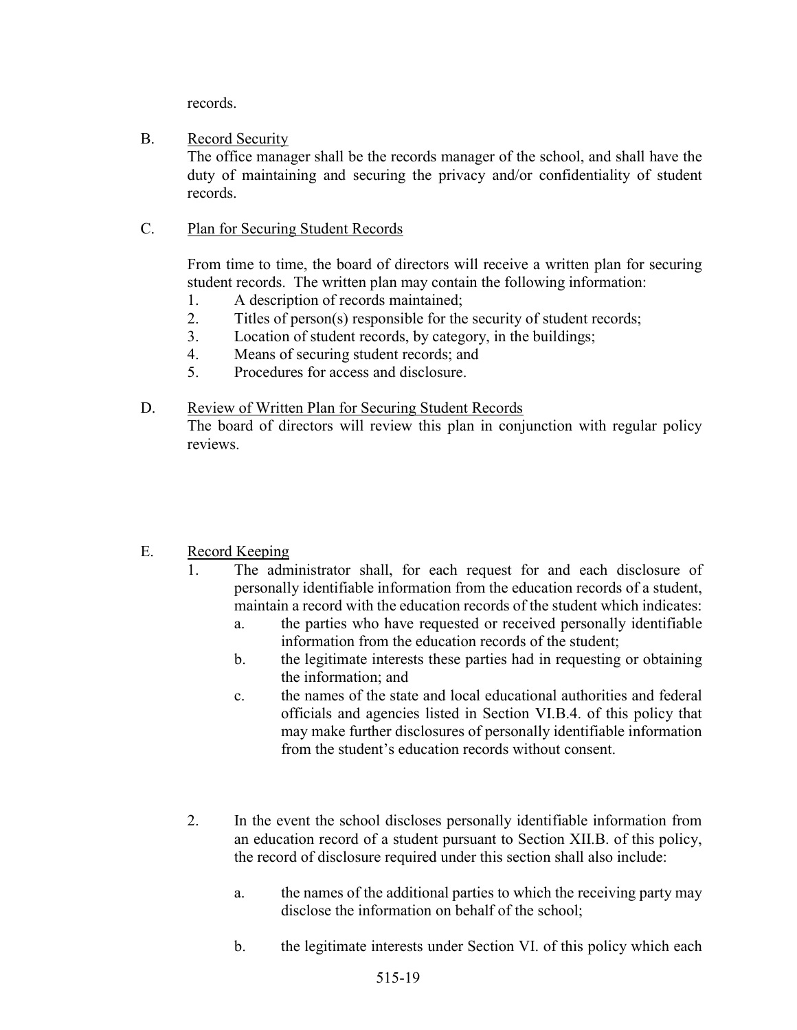records.

B. Record Security
The office manager shall be the records manager of the school, and shall have the duty of maintaining and securing the privacy and/or confidentiality of student records.

C. Plan for Securing Student Records

From time to time, the board of directors will receive a written plan for securing student records. The written plan may contain the following information:

1. A description of records maintained;
2. Titles of person(s) responsible for the security of student records;
3. Location of student records, by category, in the buildings;
4. Means of securing student records; and
5. Procedures for access and disclosure.

D. Review of Written Plan for Securing Student Records
The board of directors will review this plan in conjunction with regular policy reviews.

E. Record Keeping

1. The administrator shall, for each request for and each disclosure of personally identifiable information from the education records of a student, maintain a record with the education records of the student which indicates:
   a. the parties who have requested or received personally identifiable information from the education records of the student;
   b. the legitimate interests these parties had in requesting or obtaining the information; and
   c. the names of the state and local educational authorities and federal officials and agencies listed in Section VI.B.4. of this policy that may make further disclosures of personally identifiable information from the student's education records without consent.

2. In the event the school discloses personally identifiable information from an education record of a student pursuant to Section XII.B. of this policy, the record of disclosure required under this section shall also include:

   a. the names of the additional parties to which the receiving party may disclose the information on behalf of the school;

   b. the legitimate interests under Section VI. of this policy which each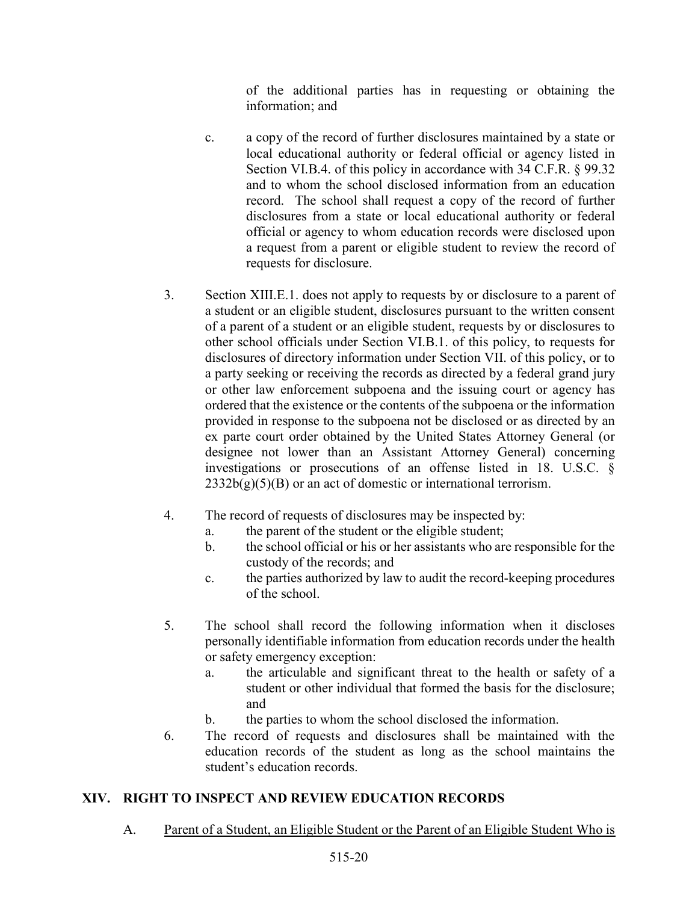of the additional parties has in requesting or obtaining the information; and

c. a copy of the record of further disclosures maintained by a state or local educational authority or federal official or agency listed in Section VI.B.4. of this policy in accordance with 34 C.F.R. § 99.32 and to whom the school disclosed information from an education record. The school shall request a copy of the record of further disclosures from a state or local educational authority or federal official or agency to whom education records were disclosed upon a request from a parent or eligible student to review the record of requests for disclosure.

3. Section XIII.E.1. does not apply to requests by or disclosure to a parent of a student or an eligible student, disclosures pursuant to the written consent of a parent of a student or an eligible student, requests by or disclosures to other school officials under Section VI.B.1. of this policy, to requests for disclosures of directory information under Section VII. of this policy, or to a party seeking or receiving the records as directed by a federal grand jury or other law enforcement subpoena and the issuing court or agency has ordered that the existence or the contents of the subpoena or the information provided in response to the subpoena not be disclosed or as directed by an ex parte court order obtained by the United States Attorney General (or designee not lower than an Assistant Attorney General) concerning investigations or prosecutions of an offense listed in 18. U.S.C. § 2332b(g)(5)(B) or an act of domestic or international terrorism.

4. The record of requests of disclosures may be inspected by:
   a. the parent of the student or the eligible student;
   b. the school official or his or her assistants who are responsible for the custody of the records; and
   c. the parties authorized by law to audit the record-keeping procedures of the school.

5. The school shall record the following information when it discloses personally identifiable information from education records under the health or safety emergency exception:
   a. the articulable and significant threat to the health or safety of a student or other individual that formed the basis for the disclosure; and
   b. the parties to whom the school disclosed the information.

6. The record of requests and disclosures shall be maintained with the education records of the student as long as the school maintains the student's education records.

## XIV. RIGHT TO INSPECT AND REVIEW EDUCATION RECORDS

A. Parent of a Student, an Eligible Student or the Parent of an Eligible Student Who is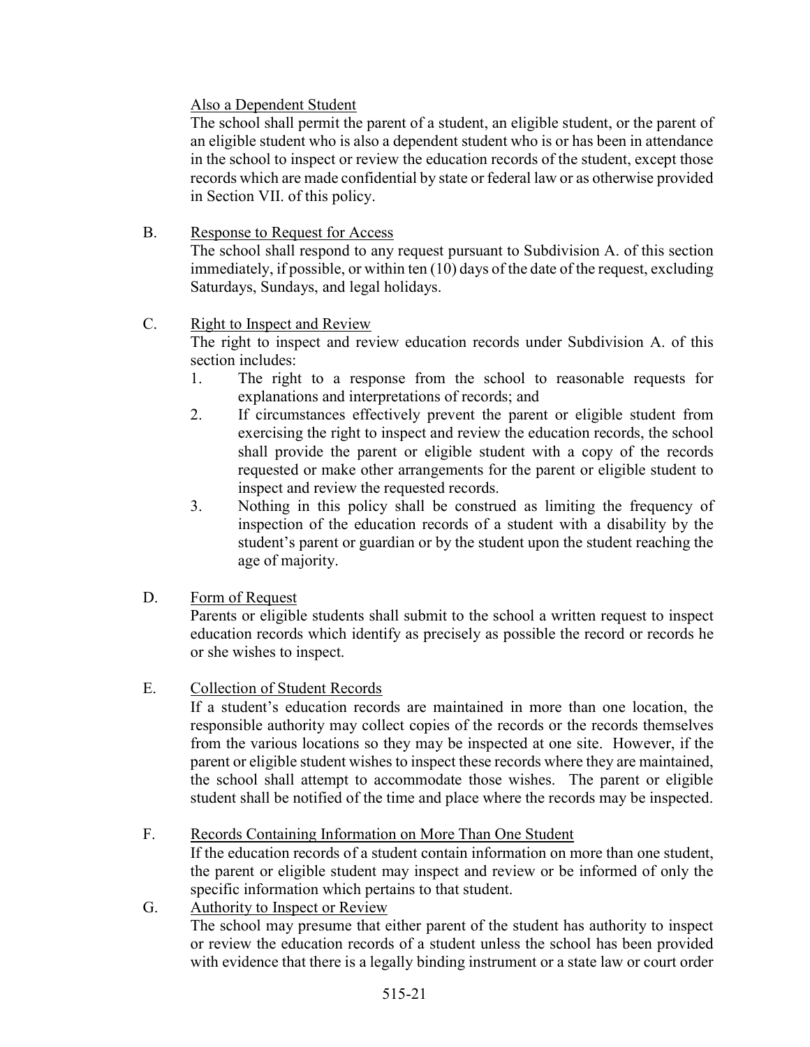Also a Dependent Student

The school shall permit the parent of a student, an eligible student, or the parent of an eligible student who is also a dependent student who is or has been in attendance in the school to inspect or review the education records of the student, except those records which are made confidential by state or federal law or as otherwise provided in Section VII. of this policy.

B. Response to Request for Access

The school shall respond to any request pursuant to Subdivision A. of this section immediately, if possible, or within ten (10) days of the date of the request, excluding Saturdays, Sundays, and legal holidays.

C. Right to Inspect and Review

The right to inspect and review education records under Subdivision A. of this section includes:

1. The right to a response from the school to reasonable requests for explanations and interpretations of records; and
2. If circumstances effectively prevent the parent or eligible student from exercising the right to inspect and review the education records, the school shall provide the parent or eligible student with a copy of the records requested or make other arrangements for the parent or eligible student to inspect and review the requested records.
3. Nothing in this policy shall be construed as limiting the frequency of inspection of the education records of a student with a disability by the student's parent or guardian or by the student upon the student reaching the age of majority.

D. Form of Request

Parents or eligible students shall submit to the school a written request to inspect education records which identify as precisely as possible the record or records he or she wishes to inspect.

E. Collection of Student Records

If a student's education records are maintained in more than one location, the responsible authority may collect copies of the records or the records themselves from the various locations so they may be inspected at one site. However, if the parent or eligible student wishes to inspect these records where they are maintained, the school shall attempt to accommodate those wishes. The parent or eligible student shall be notified of the time and place where the records may be inspected.

F. Records Containing Information on More Than One Student

If the education records of a student contain information on more than one student, the parent or eligible student may inspect and review or be informed of only the specific information which pertains to that student.

G. Authority to Inspect or Review

The school may presume that either parent of the student has authority to inspect or review the education records of a student unless the school has been provided with evidence that there is a legally binding instrument or a state law or court order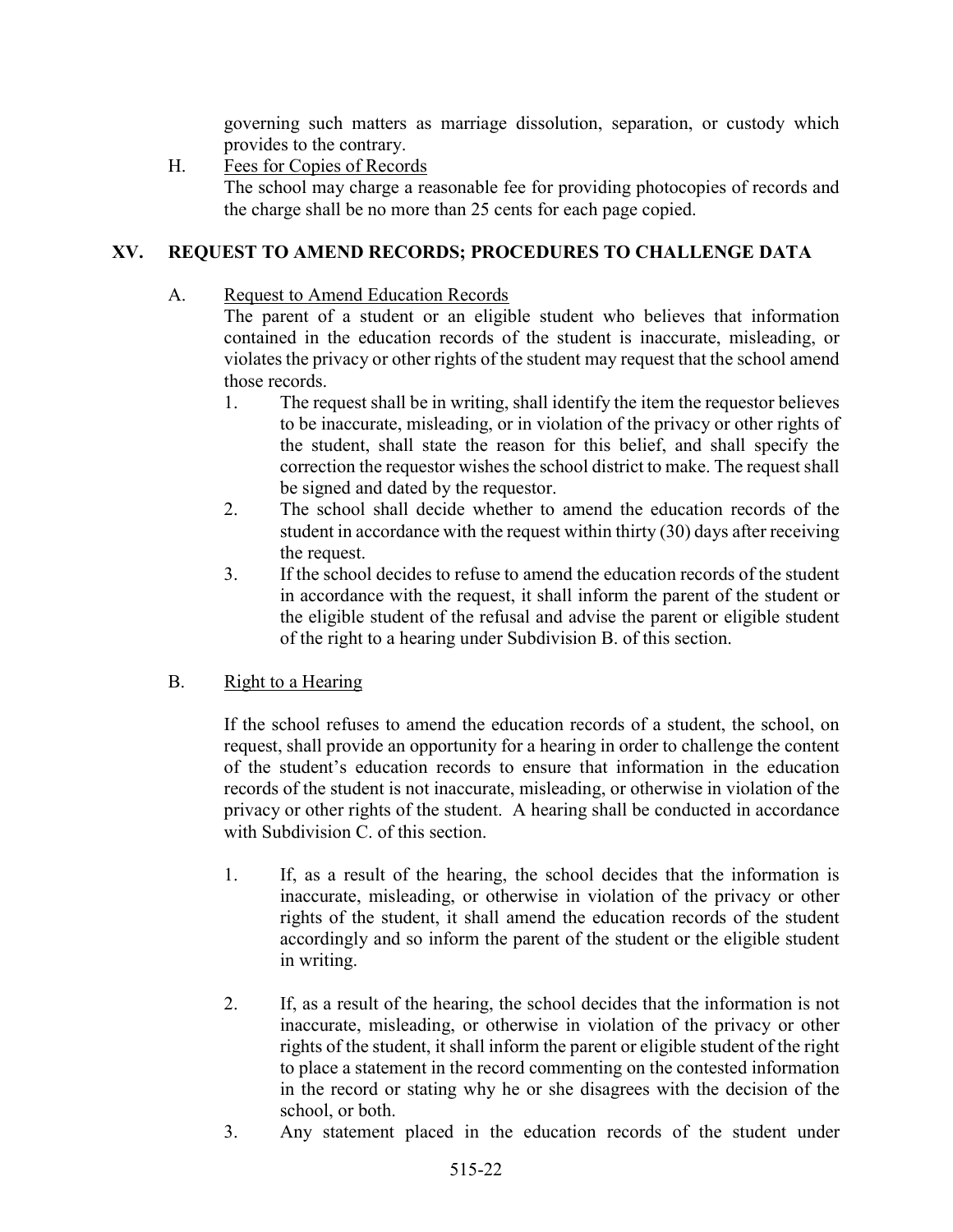governing such matters as marriage dissolution, separation, or custody which provides to the contrary.

H. Fees for Copies of Records

The school may charge a reasonable fee for providing photocopies of records and the charge shall be no more than 25 cents for each page copied.

## XV. REQUEST TO AMEND RECORDS; PROCEDURES TO CHALLENGE DATA

A. Request to Amend Education Records

The parent of a student or an eligible student who believes that information contained in the education records of the student is inaccurate, misleading, or violates the privacy or other rights of the student may request that the school amend those records.

1. The request shall be in writing, shall identify the item the requestor believes to be inaccurate, misleading, or in violation of the privacy or other rights of the student, shall state the reason for this belief, and shall specify the correction the requestor wishes the school district to make. The request shall be signed and dated by the requestor.
2. The school shall decide whether to amend the education records of the student in accordance with the request within thirty (30) days after receiving the request.
3. If the school decides to refuse to amend the education records of the student in accordance with the request, it shall inform the parent of the student or the eligible student of the refusal and advise the parent or eligible student of the right to a hearing under Subdivision B. of this section.

B. Right to a Hearing

If the school refuses to amend the education records of a student, the school, on request, shall provide an opportunity for a hearing in order to challenge the content of the student's education records to ensure that information in the education records of the student is not inaccurate, misleading, or otherwise in violation of the privacy or other rights of the student. A hearing shall be conducted in accordance with Subdivision C. of this section.

1. If, as a result of the hearing, the school decides that the information is inaccurate, misleading, or otherwise in violation of the privacy or other rights of the student, it shall amend the education records of the student accordingly and so inform the parent of the student or the eligible student in writing.
2. If, as a result of the hearing, the school decides that the information is not inaccurate, misleading, or otherwise in violation of the privacy or other rights of the student, it shall inform the parent or eligible student of the right to place a statement in the record commenting on the contested information in the record or stating why he or she disagrees with the decision of the school, or both.
3. Any statement placed in the education records of the student under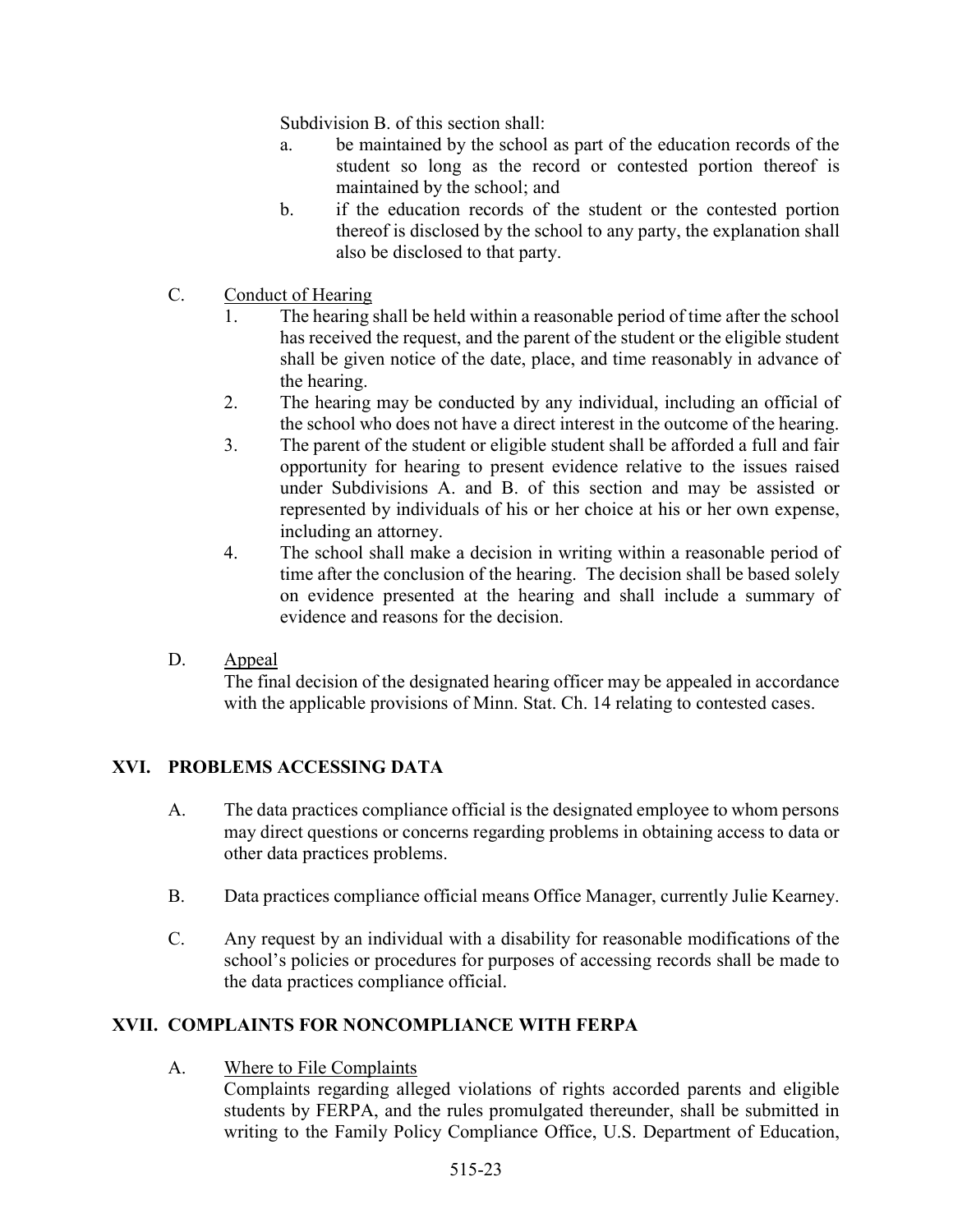Subdivision B. of this section shall:

a. be maintained by the school as part of the education records of the student so long as the record or contested portion thereof is maintained by the school; and

b. if the education records of the student or the contested portion thereof is disclosed by the school to any party, the explanation shall also be disclosed to that party.

C. Conduct of Hearing

1. The hearing shall be held within a reasonable period of time after the school has received the request, and the parent of the student or the eligible student shall be given notice of the date, place, and time reasonably in advance of the hearing.
2. The hearing may be conducted by any individual, including an official of the school who does not have a direct interest in the outcome of the hearing.
3. The parent of the student or eligible student shall be afforded a full and fair opportunity for hearing to present evidence relative to the issues raised under Subdivisions A. and B. of this section and may be assisted or represented by individuals of his or her choice at his or her own expense, including an attorney.
4. The school shall make a decision in writing within a reasonable period of time after the conclusion of the hearing. The decision shall be based solely on evidence presented at the hearing and shall include a summary of evidence and reasons for the decision.

D. Appeal

The final decision of the designated hearing officer may be appealed in accordance with the applicable provisions of Minn. Stat. Ch. 14 relating to contested cases.

## XVI. PROBLEMS ACCESSING DATA

A. The data practices compliance official is the designated employee to whom persons may direct questions or concerns regarding problems in obtaining access to data or other data practices problems.

B. Data practices compliance official means Office Manager, currently Julie Kearney.

C. Any request by an individual with a disability for reasonable modifications of the school's policies or procedures for purposes of accessing records shall be made to the data practices compliance official.

## XVII. COMPLAINTS FOR NONCOMPLIANCE WITH FERPA

A. Where to File Complaints

Complaints regarding alleged violations of rights accorded parents and eligible students by FERPA, and the rules promulgated thereunder, shall be submitted in writing to the Family Policy Compliance Office, U.S. Department of Education,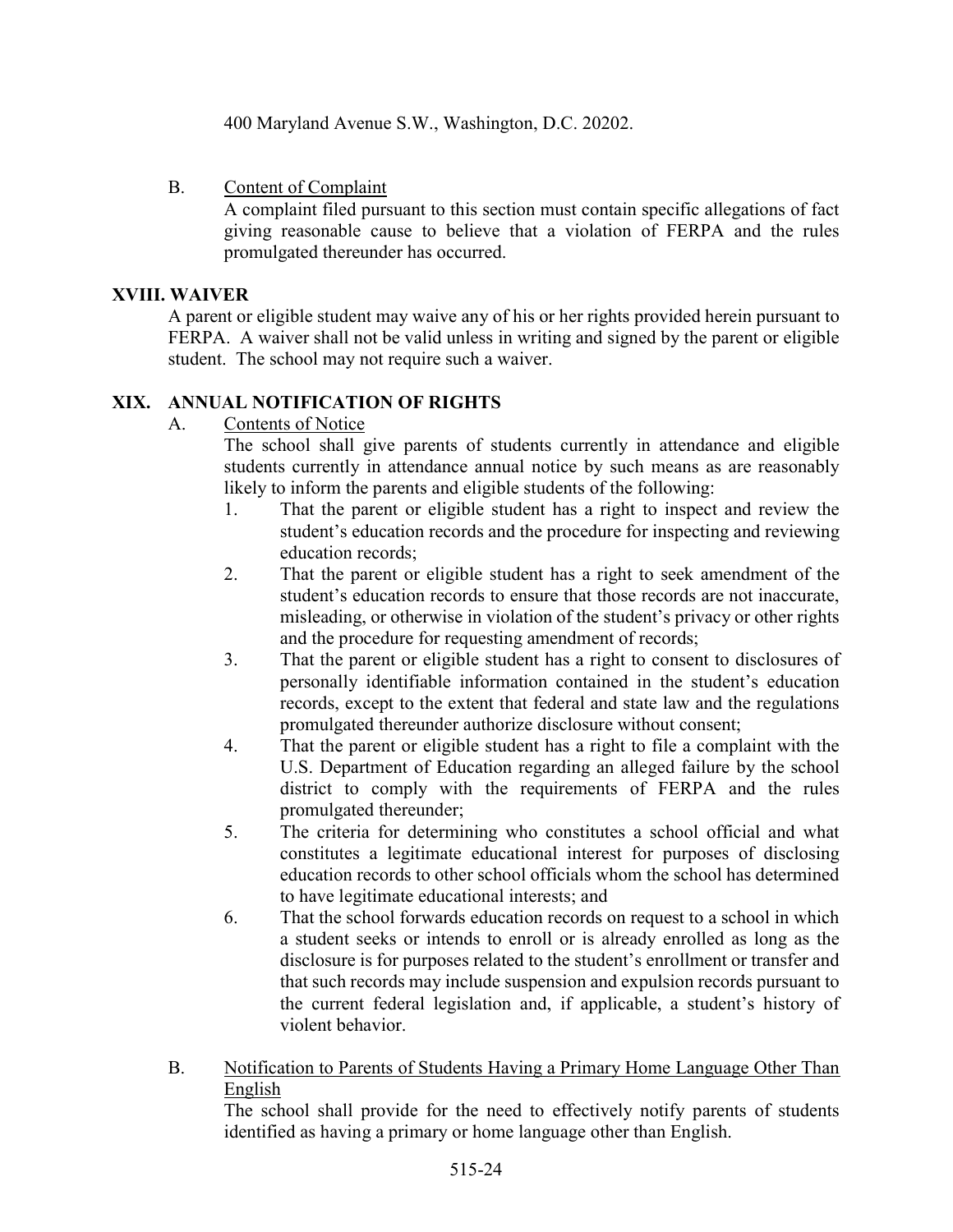400 Maryland Avenue S.W., Washington, D.C. 20202.

B. Content of Complaint

A complaint filed pursuant to this section must contain specific allegations of fact giving reasonable cause to believe that a violation of FERPA and the rules promulgated thereunder has occurred.

## XVIII. WAIVER

A parent or eligible student may waive any of his or her rights provided herein pursuant to FERPA. A waiver shall not be valid unless in writing and signed by the parent or eligible student. The school may not require such a waiver.

## XIX. ANNUAL NOTIFICATION OF RIGHTS

A. Contents of Notice

The school shall give parents of students currently in attendance and eligible students currently in attendance annual notice by such means as are reasonably likely to inform the parents and eligible students of the following:

1. That the parent or eligible student has a right to inspect and review the student's education records and the procedure for inspecting and reviewing education records;
2. That the parent or eligible student has a right to seek amendment of the student's education records to ensure that those records are not inaccurate, misleading, or otherwise in violation of the student's privacy or other rights and the procedure for requesting amendment of records;
3. That the parent or eligible student has a right to consent to disclosures of personally identifiable information contained in the student's education records, except to the extent that federal and state law and the regulations promulgated thereunder authorize disclosure without consent;
4. That the parent or eligible student has a right to file a complaint with the U.S. Department of Education regarding an alleged failure by the school district to comply with the requirements of FERPA and the rules promulgated thereunder;
5. The criteria for determining who constitutes a school official and what constitutes a legitimate educational interest for purposes of disclosing education records to other school officials whom the school has determined to have legitimate educational interests; and
6. That the school forwards education records on request to a school in which a student seeks or intends to enroll or is already enrolled as long as the disclosure is for purposes related to the student's enrollment or transfer and that such records may include suspension and expulsion records pursuant to the current federal legislation and, if applicable, a student's history of violent behavior.

B. Notification to Parents of Students Having a Primary Home Language Other Than English

The school shall provide for the need to effectively notify parents of students identified as having a primary or home language other than English.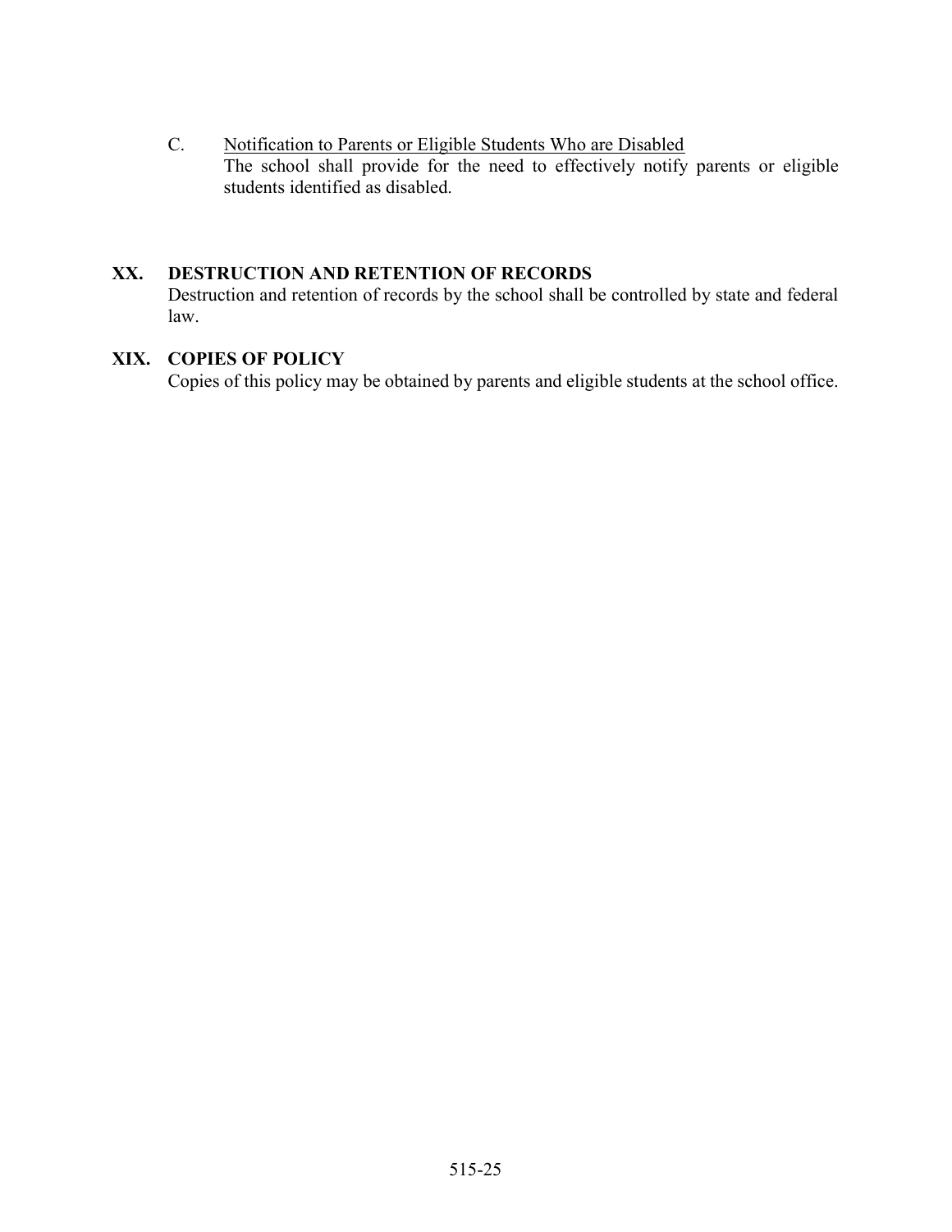C. <u>Notification to Parents or Eligible Students Who are Disabled</u>
The school shall provide for the need to effectively notify parents or eligible students identified as disabled.

## XX. DESTRUCTION AND RETENTION OF RECORDS

Destruction and retention of records by the school shall be controlled by state and federal law.

## XIX. COPIES OF POLICY

Copies of this policy may be obtained by parents and eligible students at the school office.